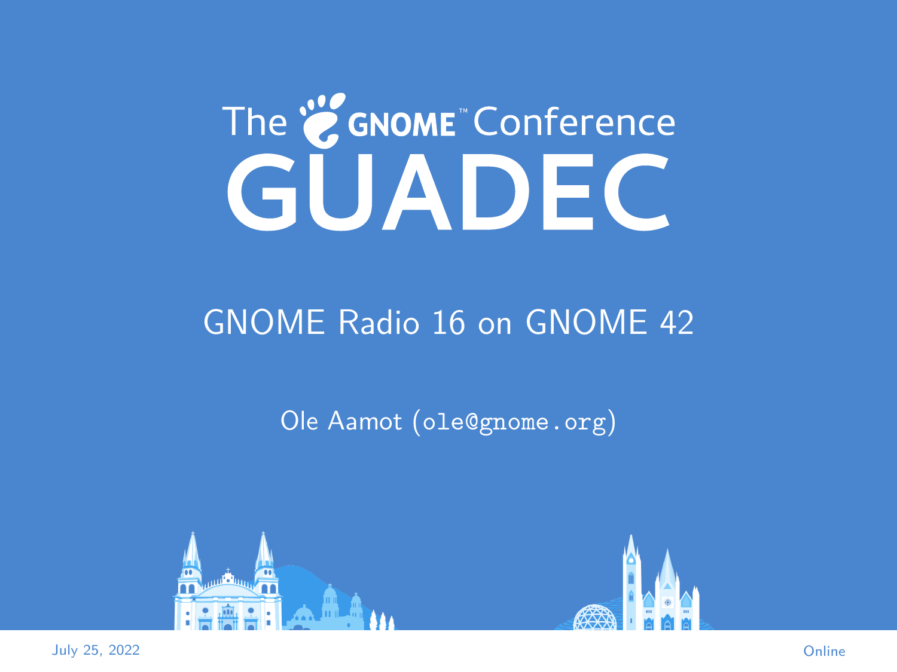# The GNOME™ Conference GUADEC

## GNOME Radio 16 on GNOME 42

Ole Aamot (ole@gnome.org)

July 25, 2022

Online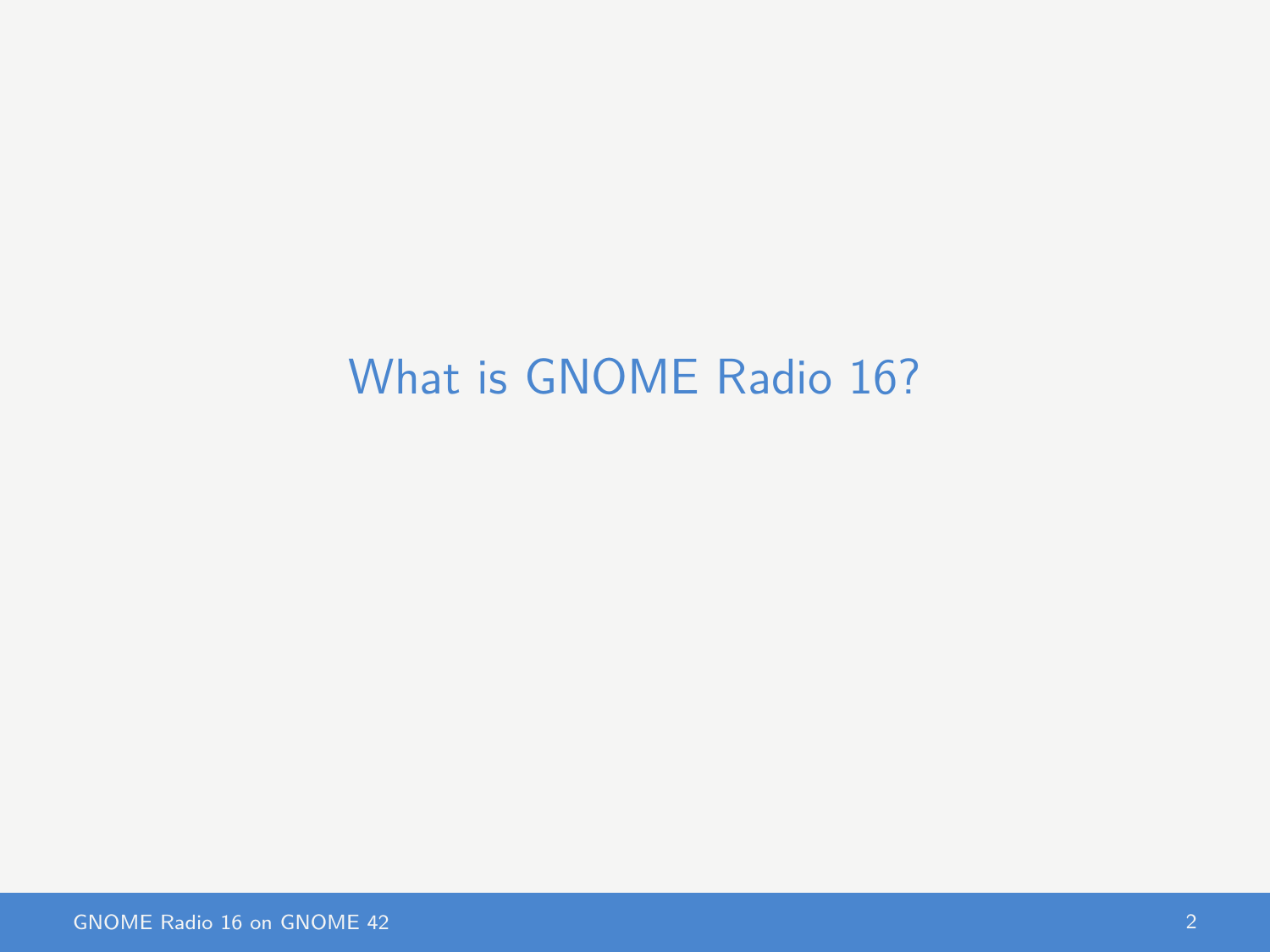# What is GNOME Radio 16?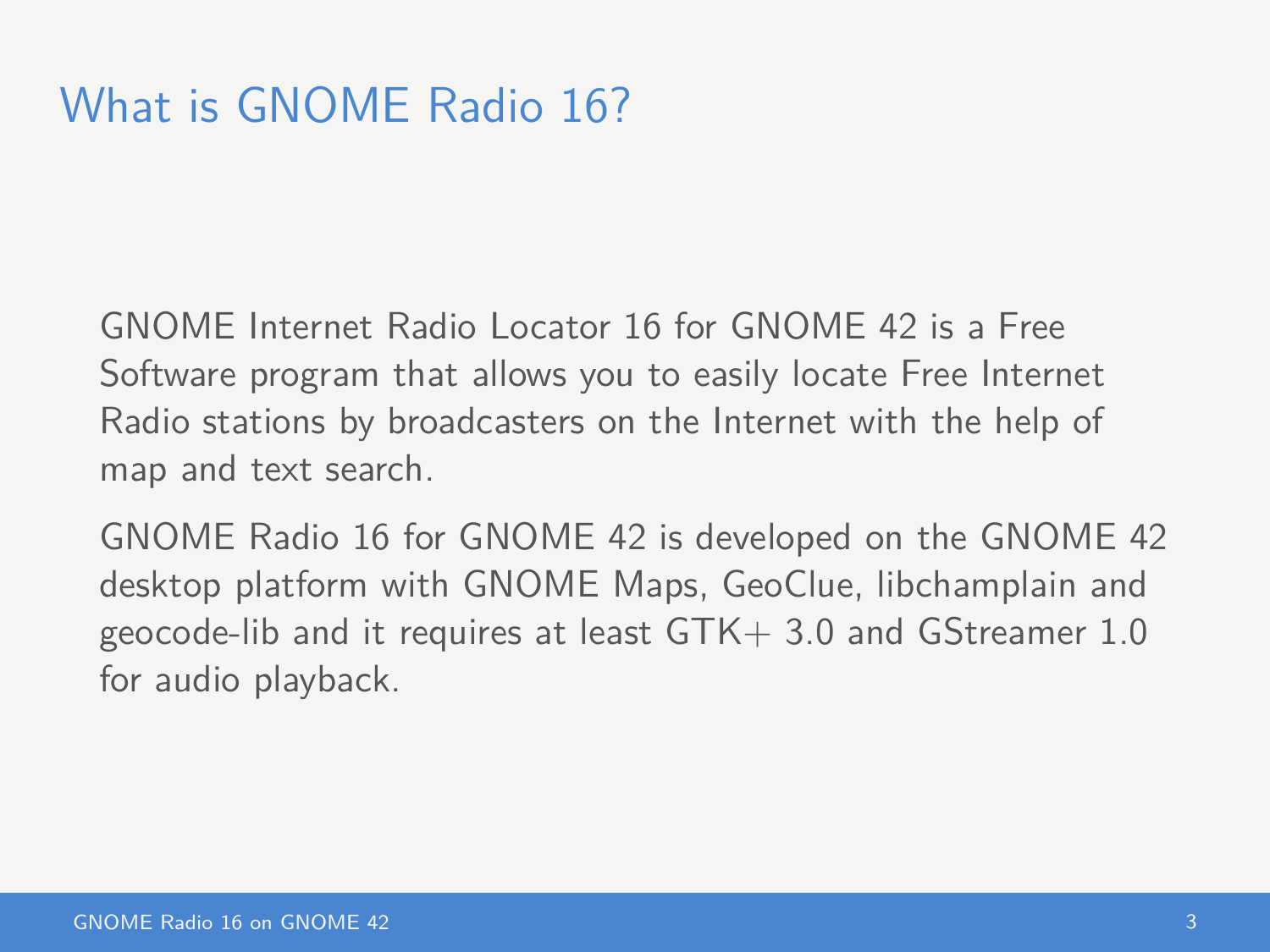# What is GNOME Radio 16?

GNOME Internet Radio Locator 16 for GNOME 42 is a Free Software program that allows you to easily locate Free Internet Radio stations by broadcasters on the Internet with the help of map and text search.

GNOME Radio 16 for GNOME 42 is developed on the GNOME 42 desktop platform with GNOME Maps, GeoClue, libchamplain and geocode-lib and it requires at least GTK+ 3.0 and GStreamer 1.0 for audio playback.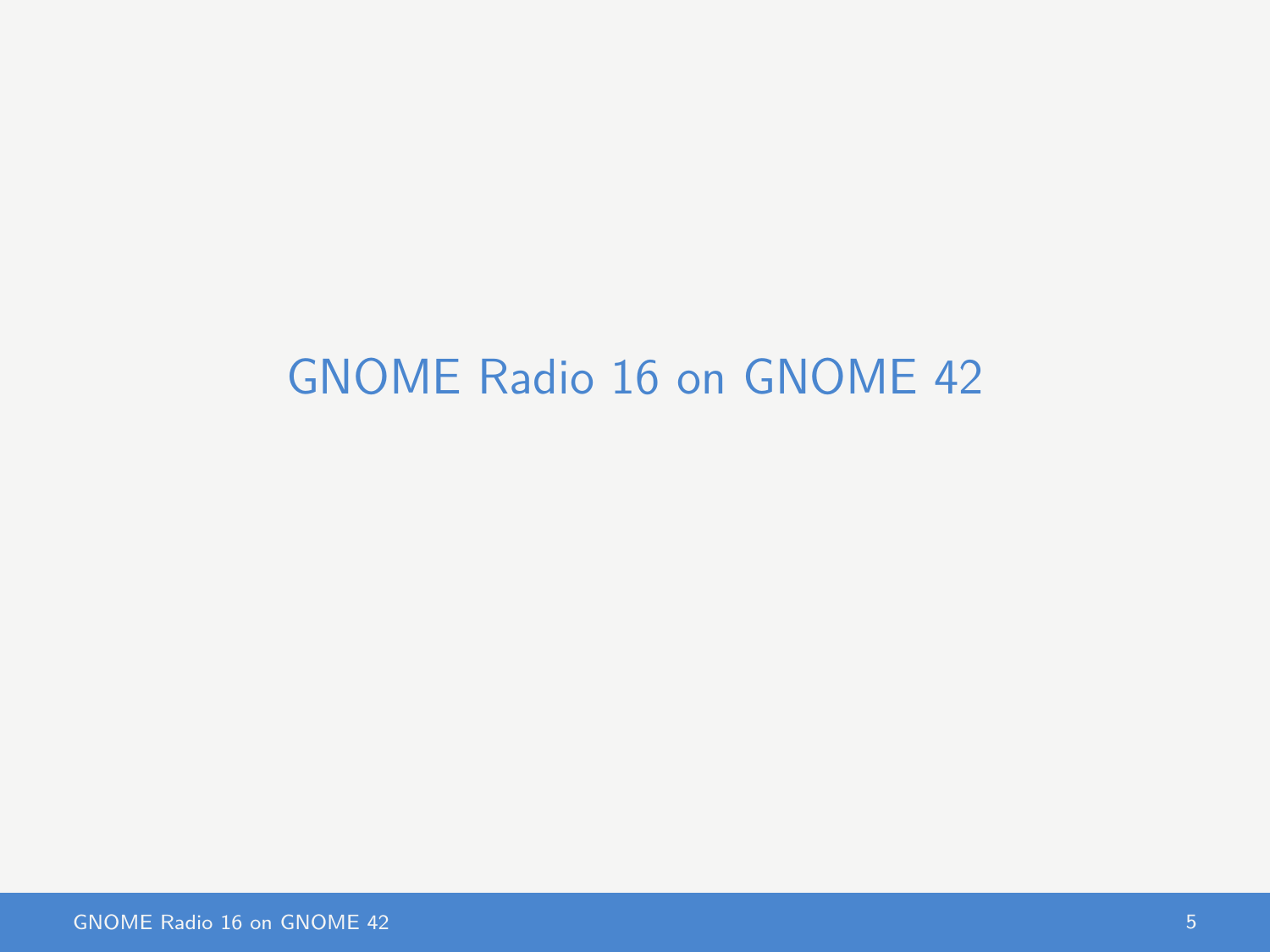# GNOME Radio 16 on GNOME 42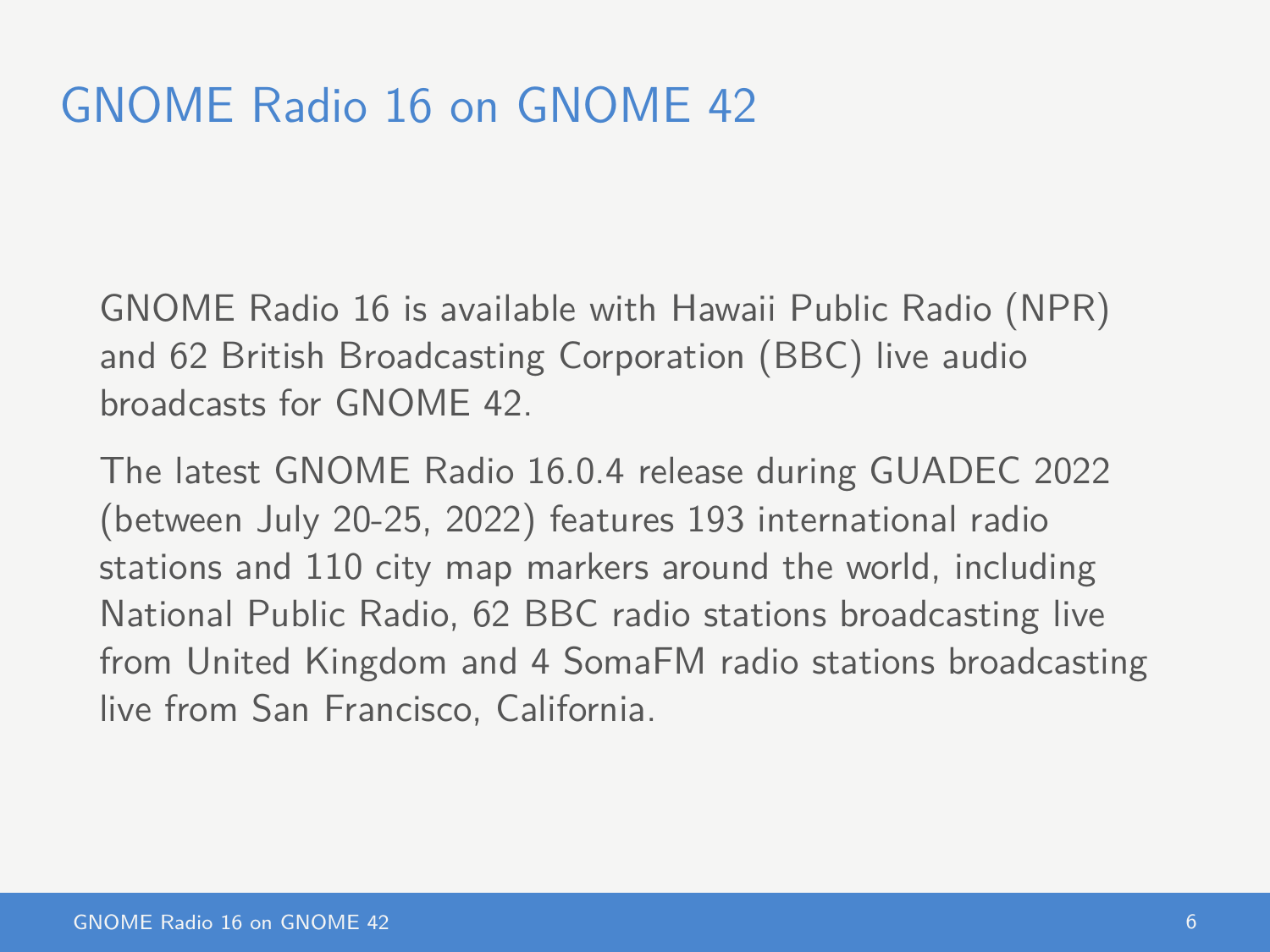# GNOME Radio 16 on GNOME 42

GNOME Radio 16 is available with Hawaii Public Radio (NPR) and 62 British Broadcasting Corporation (BBC) live audio broadcasts for GNOME 42.

The latest GNOME Radio 16.0.4 release during GUADEC 2022 (between July 20-25, 2022) features 193 international radio stations and 110 city map markers around the world, including National Public Radio, 62 BBC radio stations broadcasting live from United Kingdom and 4 SomaFM radio stations broadcasting live from San Francisco, California.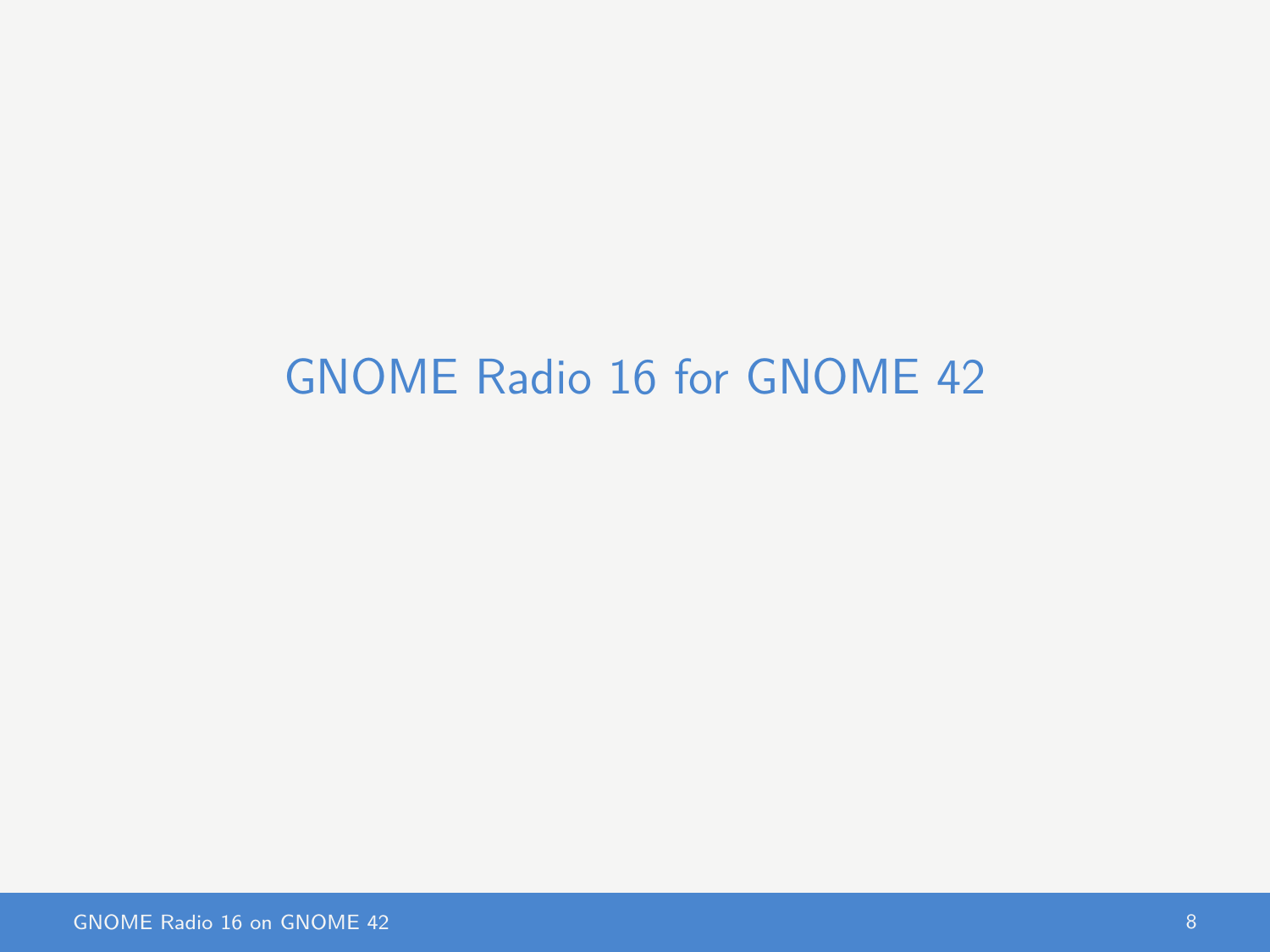# GNOME Radio 16 for GNOME 42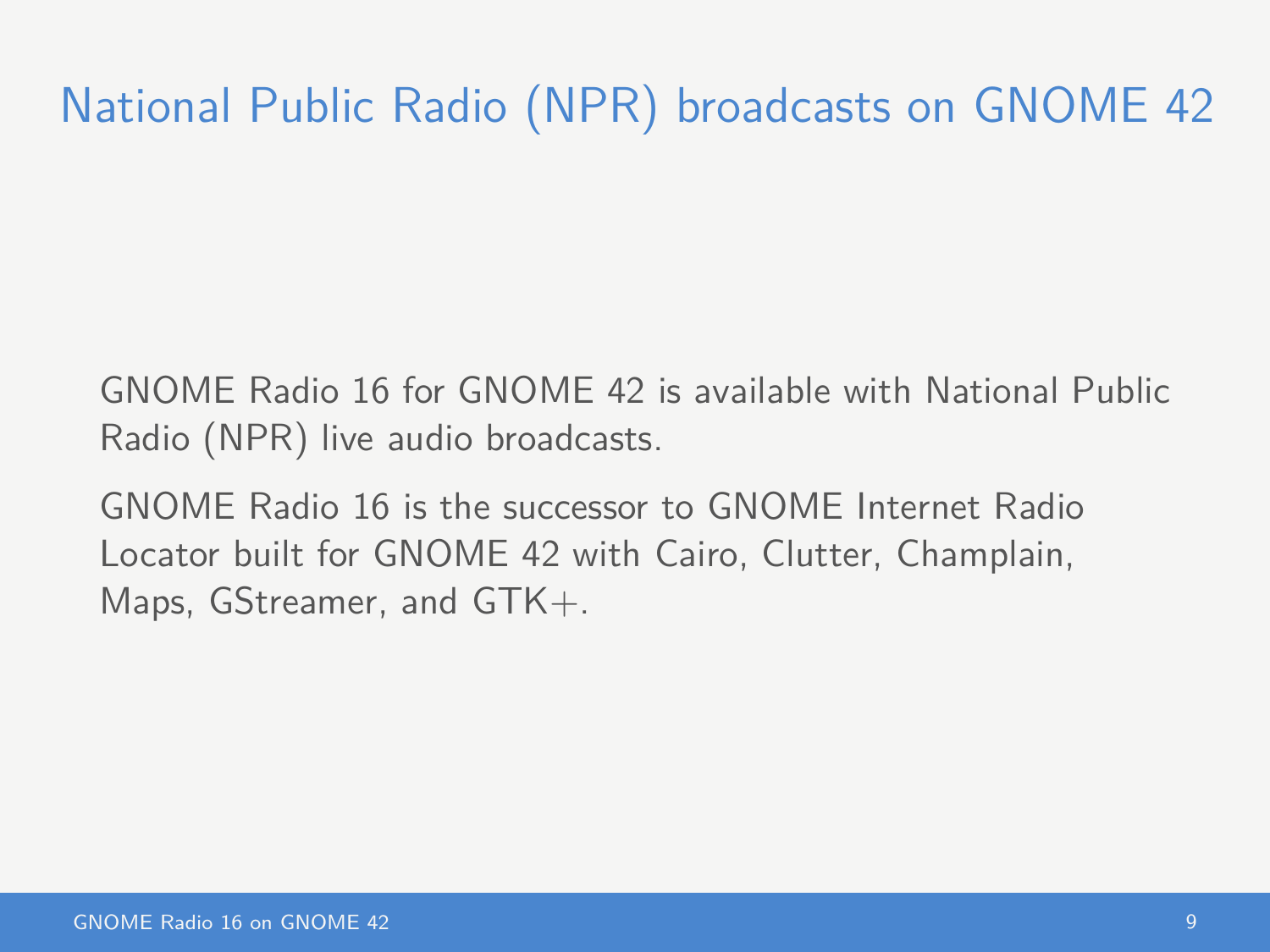# National Public Radio (NPR) broadcasts on GNOME 42

GNOME Radio 16 for GNOME 42 is available with National Public Radio (NPR) live audio broadcasts.

GNOME Radio 16 is the successor to GNOME Internet Radio Locator built for GNOME 42 with Cairo, Clutter, Champlain, Maps, GStreamer, and GTK+.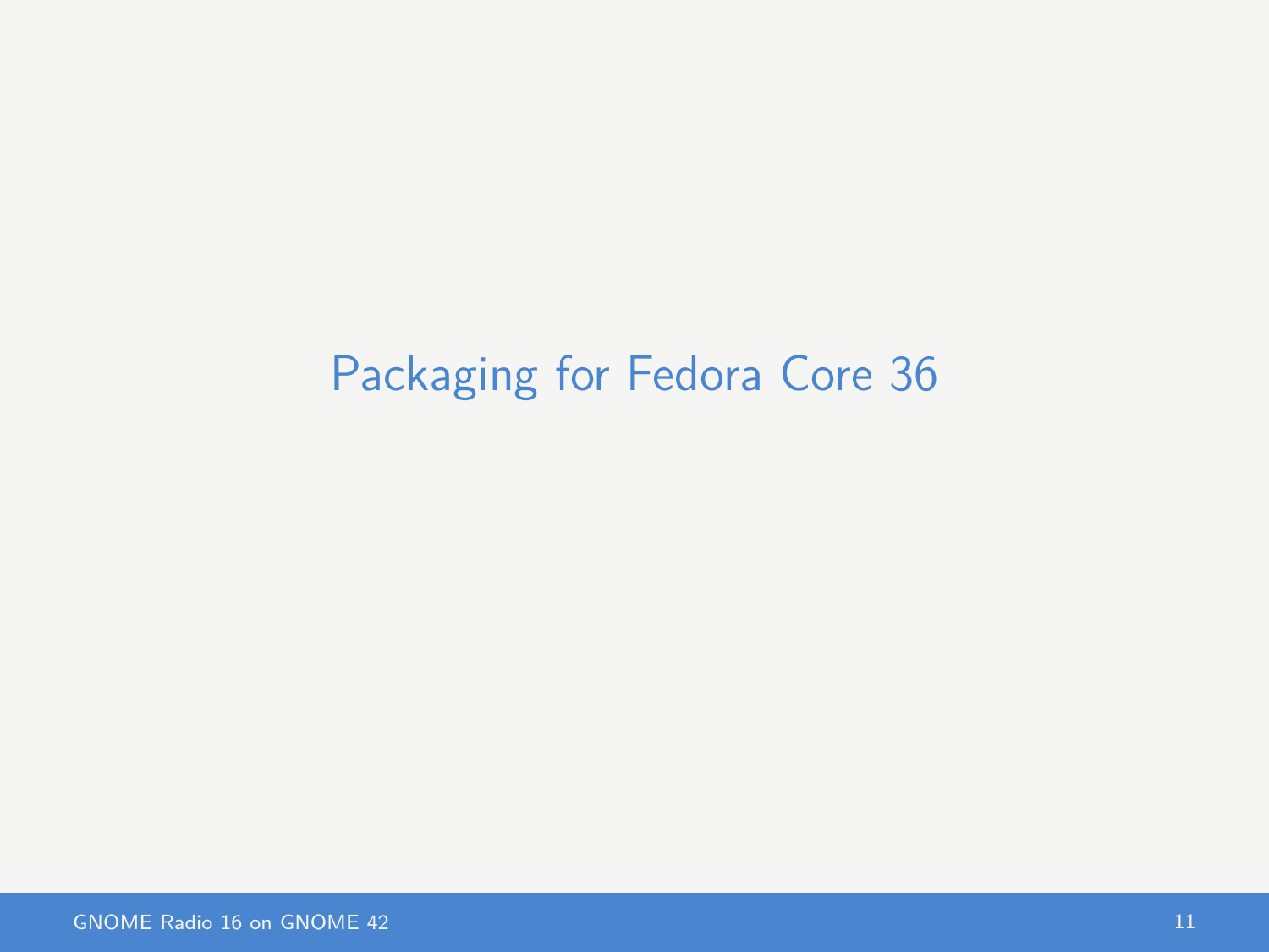# Packaging for Fedora Core 36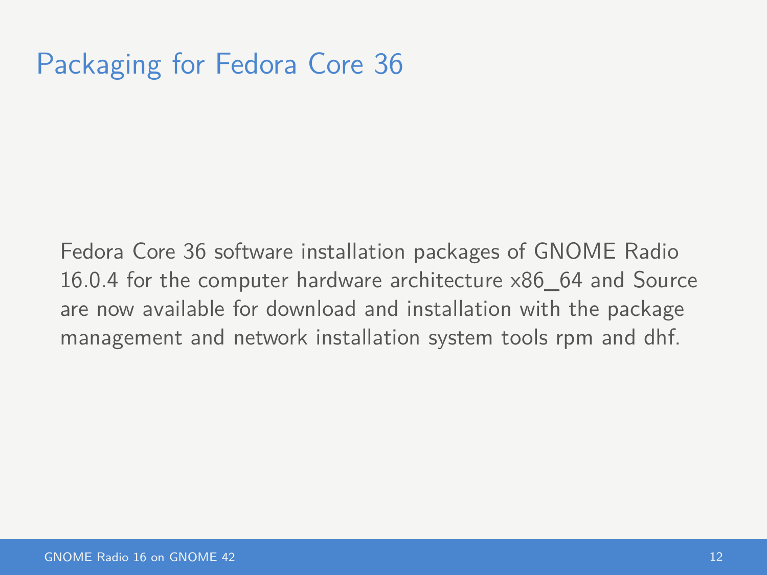# Packaging for Fedora Core 36

Fedora Core 36 software installation packages of GNOME Radio 16.0.4 for the computer hardware architecture x86_64 and Source are now available for download and installation with the package management and network installation system tools rpm and dhf.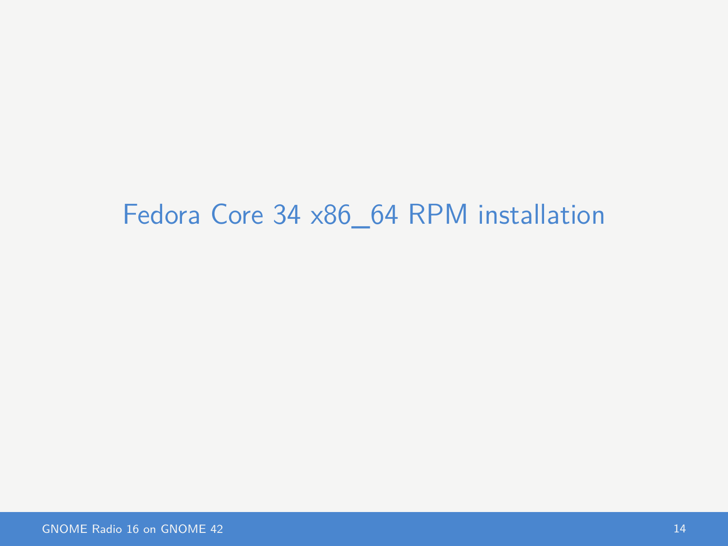# Fedora Core 34 x86_64 RPM installation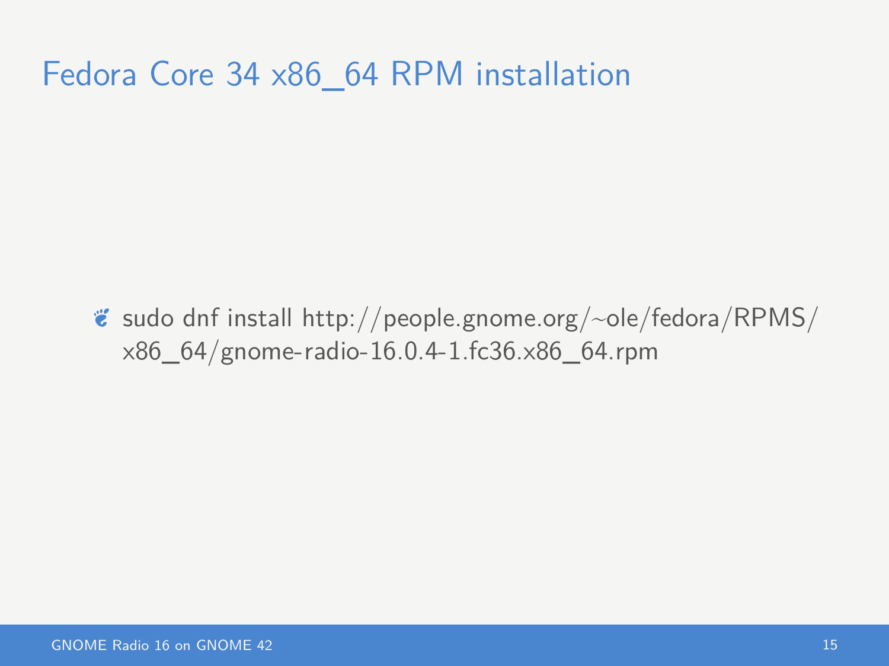# Fedora Core 34 x86_64 RPM installation

- sudo dnf install http://people.gnome.org/~ole/fedora/RPMS/x86_64/gnome-radio-16.0.4-1.fc36.x86_64.rpm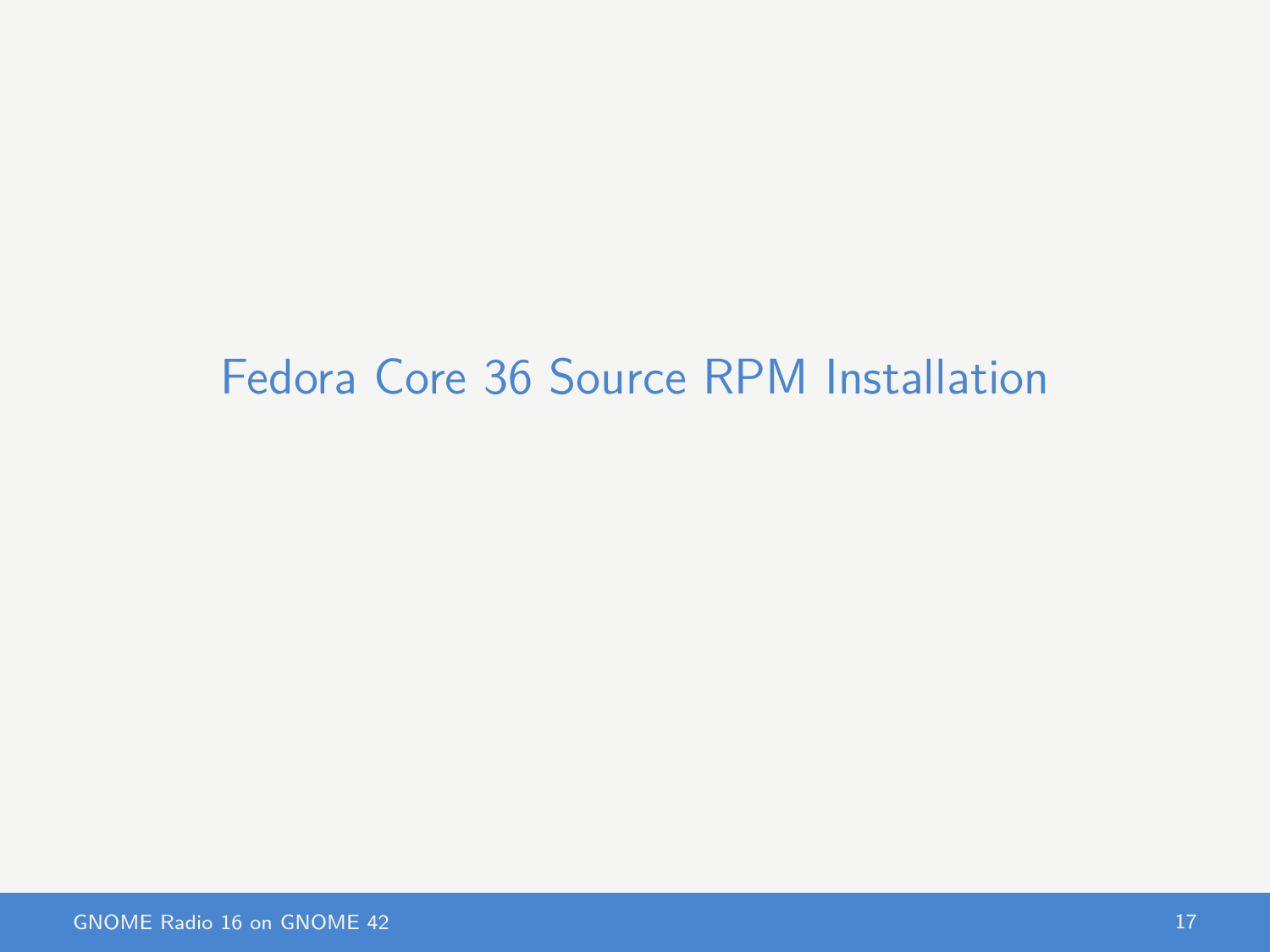# Fedora Core 36 Source RPM Installation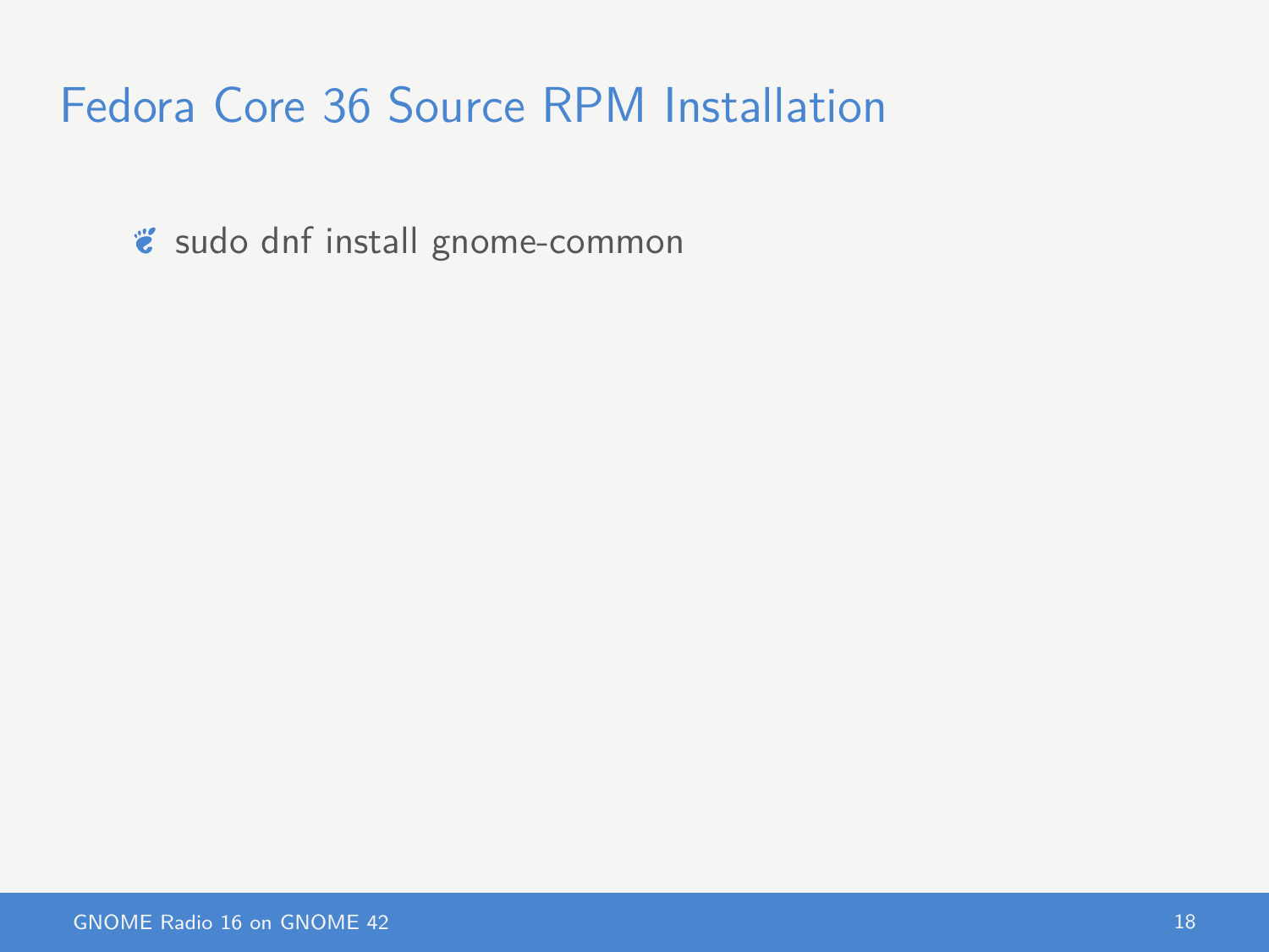# Fedora Core 36 Source RPM Installation

- sudo dnf install gnome-common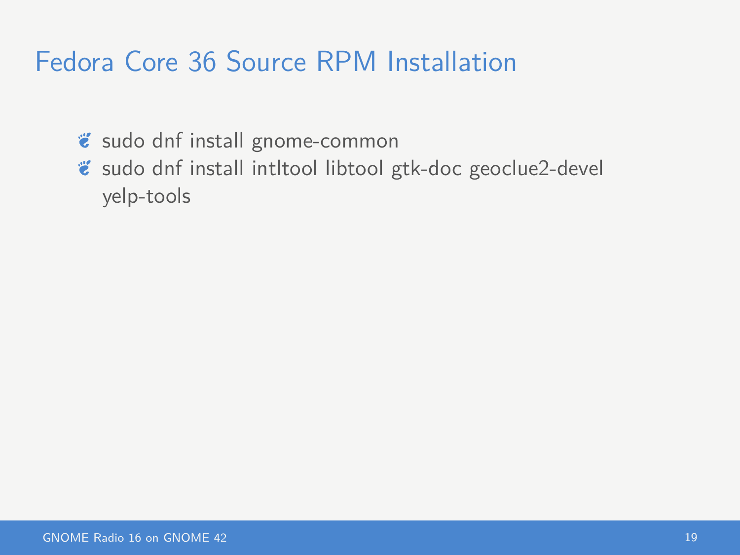# Fedora Core 36 Source RPM Installation

- sudo dnf install gnome-common
- sudo dnf install intltool libtool gtk-doc geoclue2-devel yelp-tools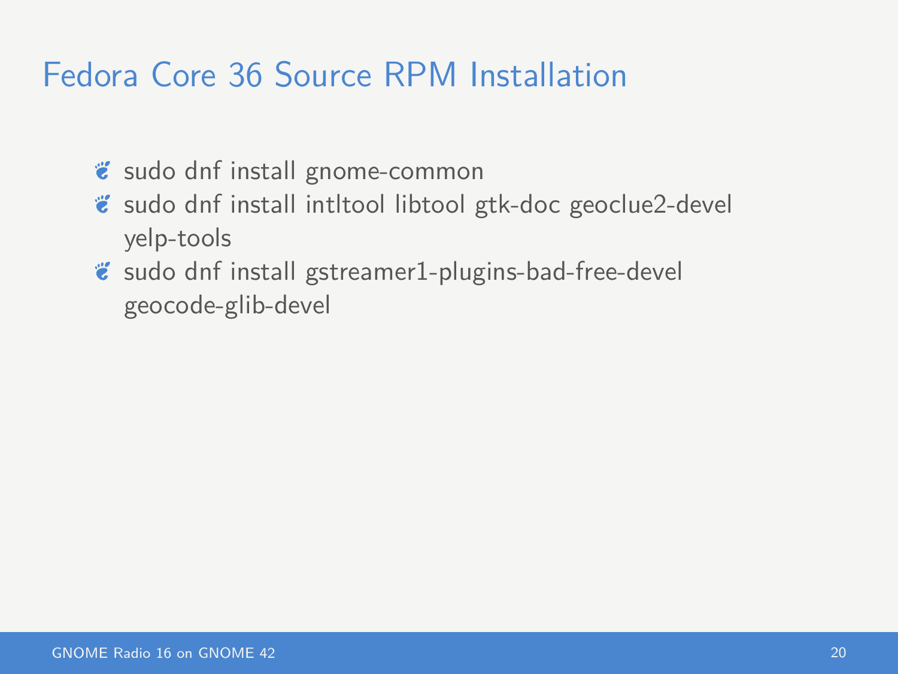# Fedora Core 36 Source RPM Installation

- sudo dnf install gnome-common
- sudo dnf install intltool libtool gtk-doc geoclue2-devel yelp-tools
- sudo dnf install gstreamer1-plugins-bad-free-devel geocode-glib-devel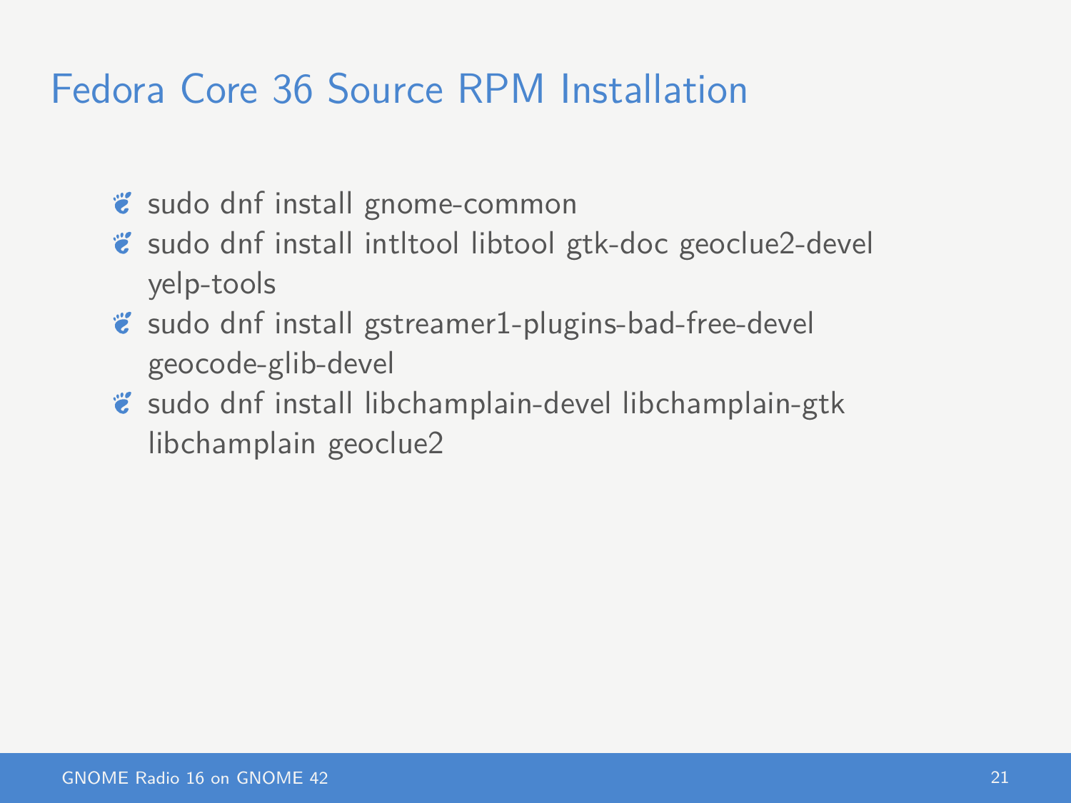# Fedora Core 36 Source RPM Installation

- sudo dnf install gnome-common
- sudo dnf install intltool libtool gtk-doc geoclue2-devel yelp-tools
- sudo dnf install gstreamer1-plugins-bad-free-devel geocode-glib-devel
- sudo dnf install libchamplain-devel libchamplain-gtk libchamplain geoclue2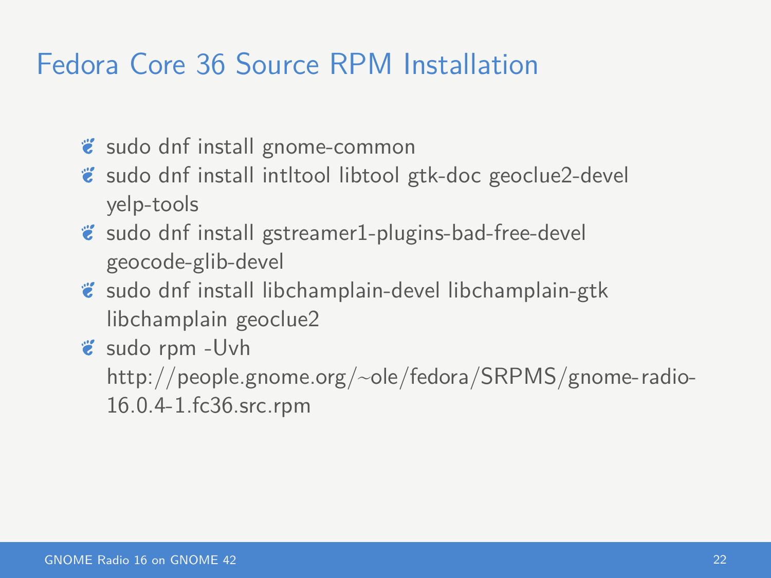# Fedora Core 36 Source RPM Installation

- sudo dnf install gnome-common
- sudo dnf install intltool libtool gtk-doc geoclue2-devel yelp-tools
- sudo dnf install gstreamer1-plugins-bad-free-devel geocode-glib-devel
- sudo dnf install libchamplain-devel libchamplain-gtk libchamplain geoclue2
- sudo rpm -Uvh http://people.gnome.org/~ole/fedora/SRPMS/gnome-radio-16.0.4-1.fc36.src.rpm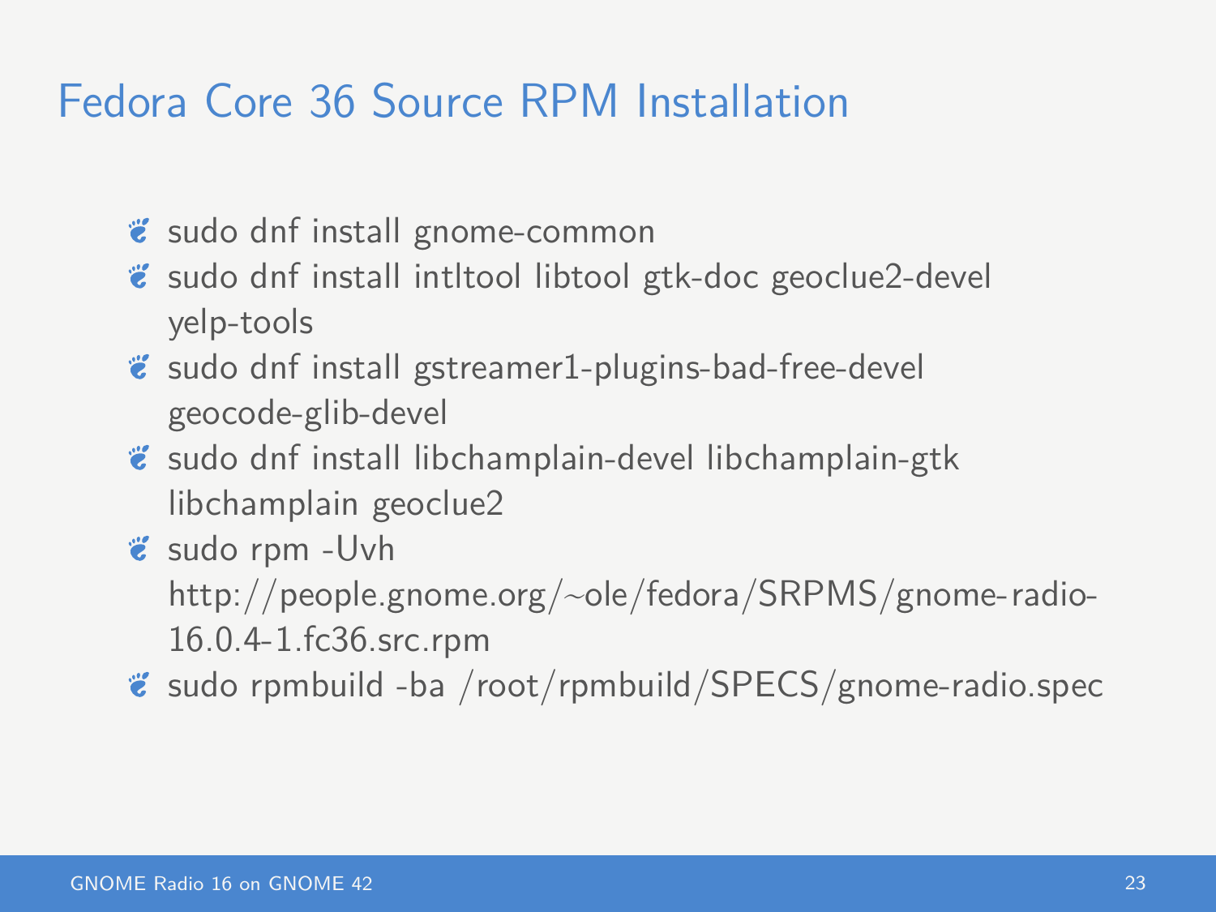# Fedora Core 36 Source RPM Installation

- sudo dnf install gnome-common
- sudo dnf install intltool libtool gtk-doc geoclue2-devel yelp-tools
- sudo dnf install gstreamer1-plugins-bad-free-devel geocode-glib-devel
- sudo dnf install libchamplain-devel libchamplain-gtk libchamplain geoclue2
- sudo rpm -Uvh http://people.gnome.org/~ole/fedora/SRPMS/gnome-radio-16.0.4-1.fc36.src.rpm
- sudo rpmbuild -ba /root/rpmbuild/SPECS/gnome-radio.spec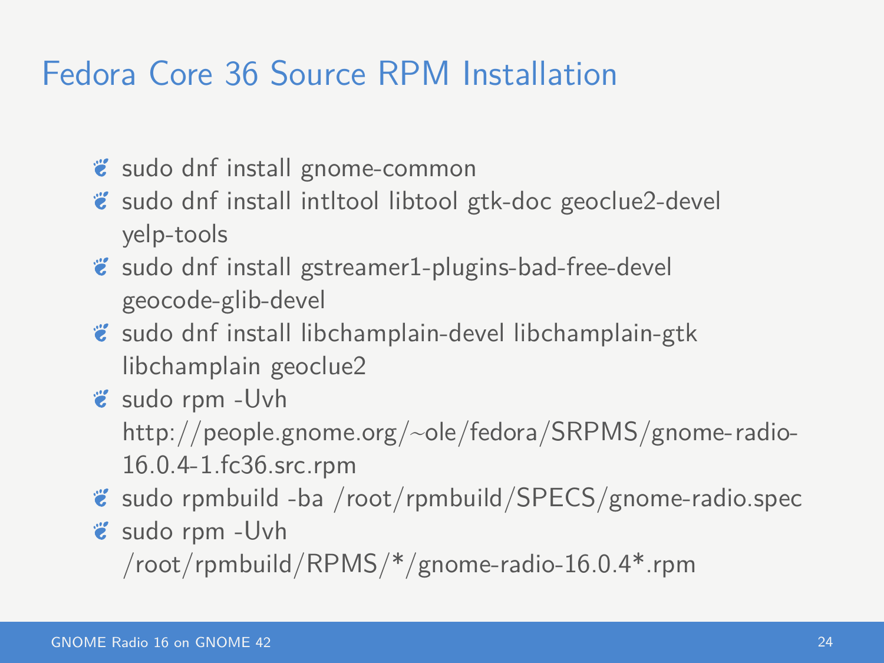# Fedora Core 36 Source RPM Installation

- sudo dnf install gnome-common
- sudo dnf install intltool libtool gtk-doc geoclue2-devel yelp-tools
- sudo dnf install gstreamer1-plugins-bad-free-devel geocode-glib-devel
- sudo dnf install libchamplain-devel libchamplain-gtk libchamplain geoclue2
- sudo rpm -Uvh http://people.gnome.org/~ole/fedora/SRPMS/gnome-radio-16.0.4-1.fc36.src.rpm
- sudo rpmbuild -ba /root/rpmbuild/SPECS/gnome-radio.spec
- sudo rpm -Uvh /root/rpmbuild/RPMS/*/gnome-radio-16.0.4*.rpm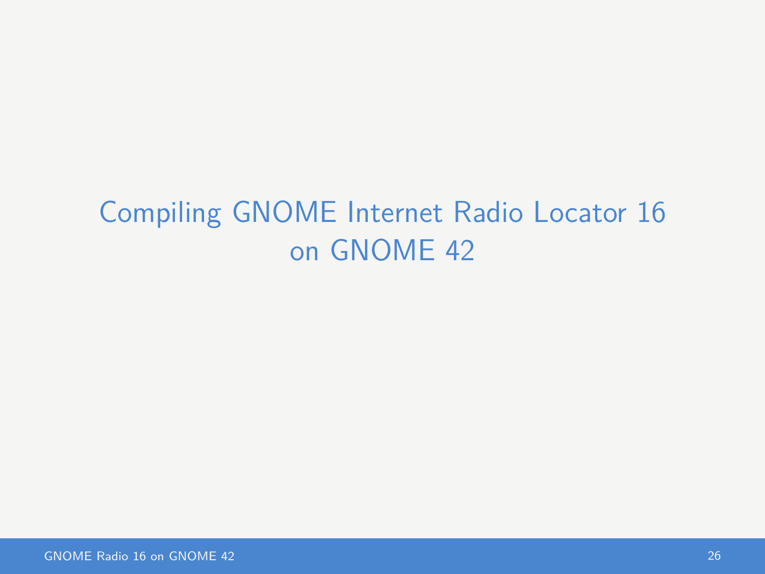# Compiling GNOME Internet Radio Locator 16 on GNOME 42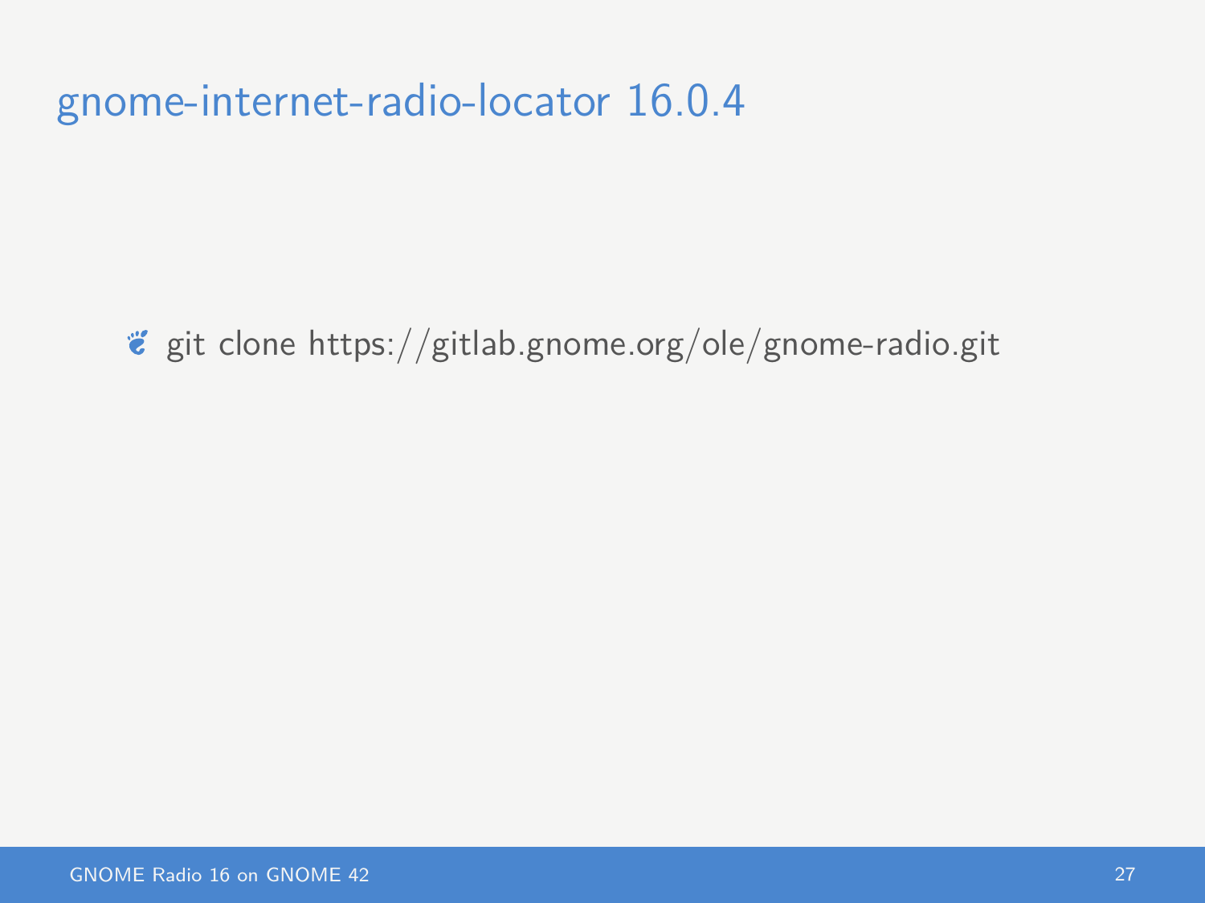# gnome-internet-radio-locator 16.0.4

- git clone https://gitlab.gnome.org/ole/gnome-radio.git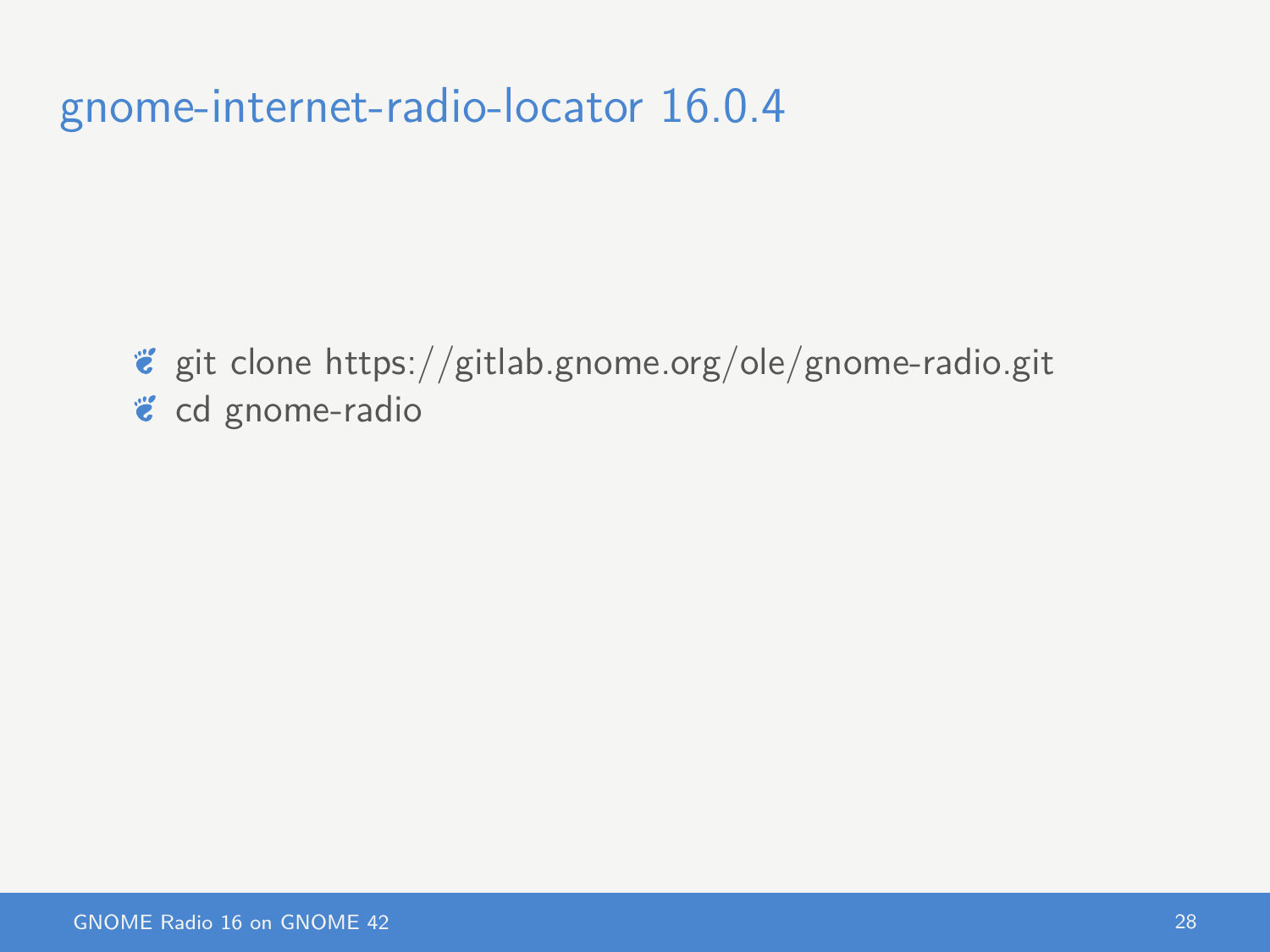# gnome-internet-radio-locator 16.0.4

- git clone https://gitlab.gnome.org/ole/gnome-radio.git
- cd gnome-radio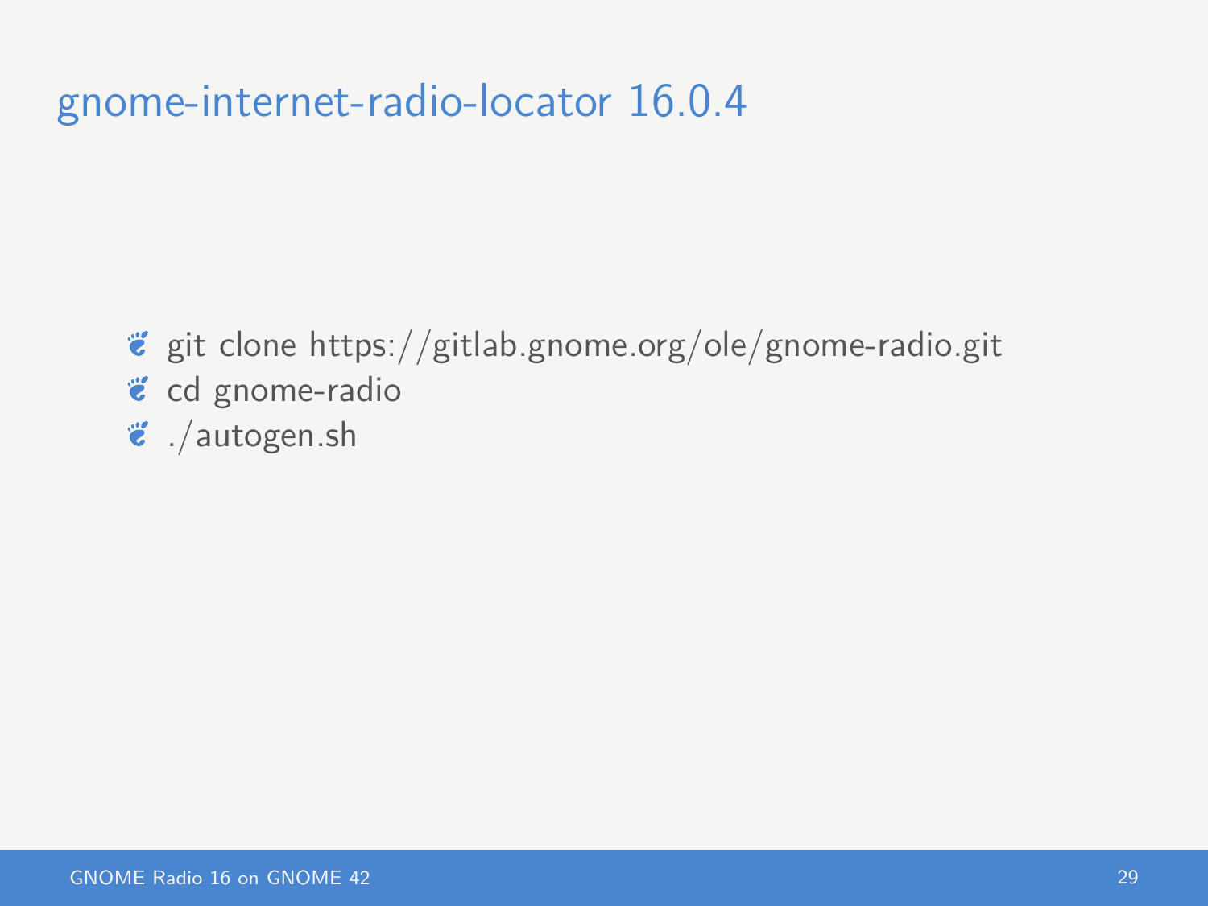# gnome-internet-radio-locator 16.0.4

- git clone https://gitlab.gnome.org/ole/gnome-radio.git
- cd gnome-radio
- ./autogen.sh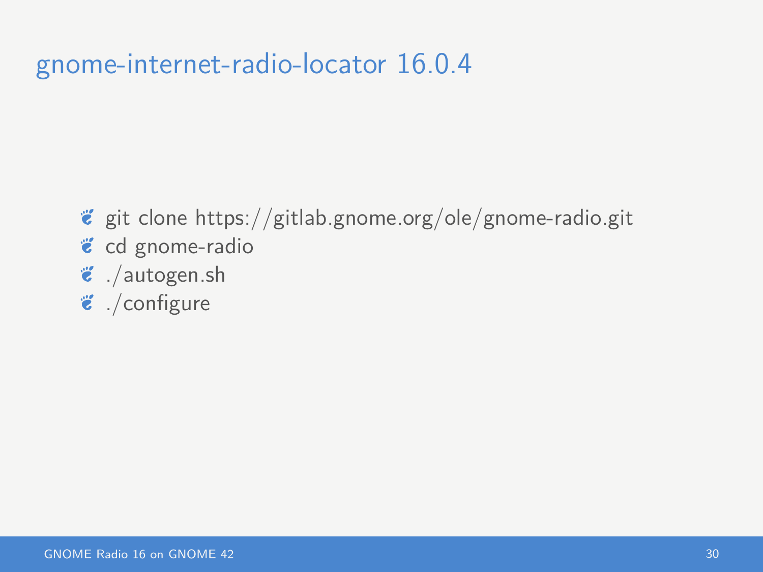# gnome-internet-radio-locator 16.0.4

- git clone https://gitlab.gnome.org/ole/gnome-radio.git
- cd gnome-radio
- ./autogen.sh
- ./configure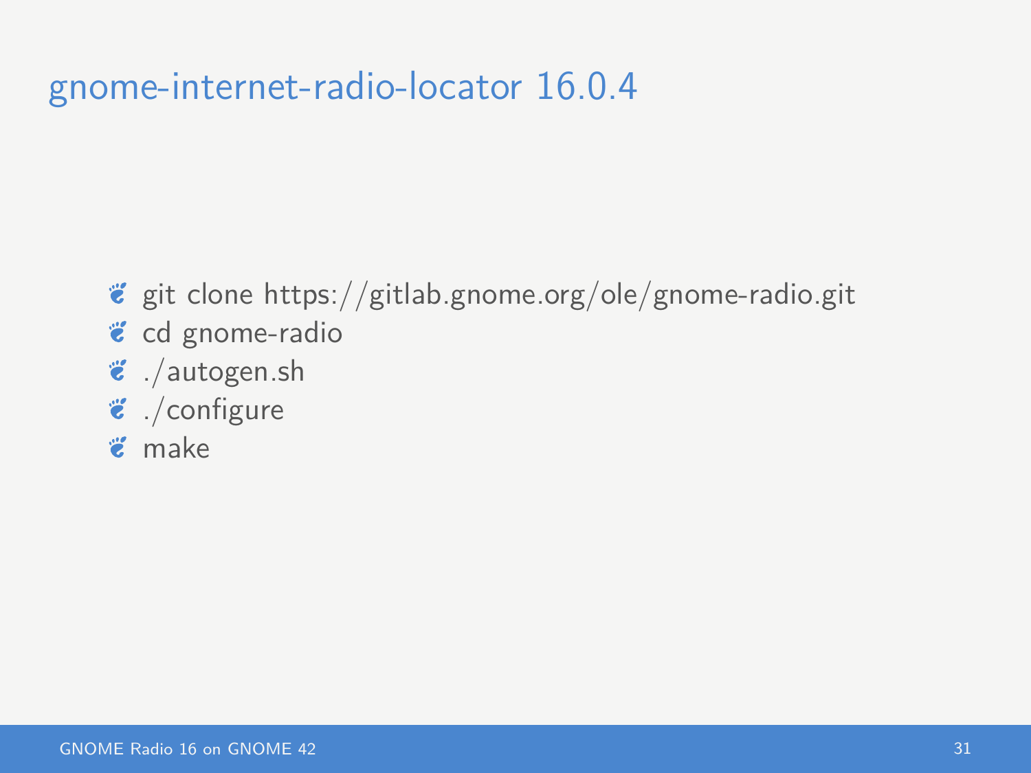# gnome-internet-radio-locator 16.0.4

- git clone https://gitlab.gnome.org/ole/gnome-radio.git
- cd gnome-radio
- ./autogen.sh
- ./configure
- make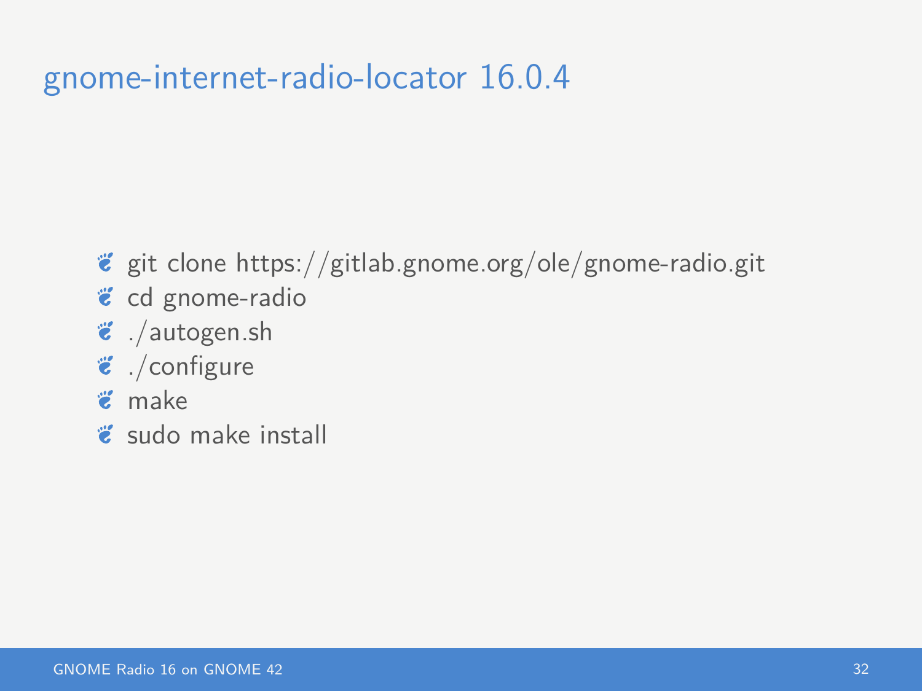# gnome-internet-radio-locator 16.0.4

- git clone https://gitlab.gnome.org/ole/gnome-radio.git
- cd gnome-radio
- ./autogen.sh
- ./configure
- make
- sudo make install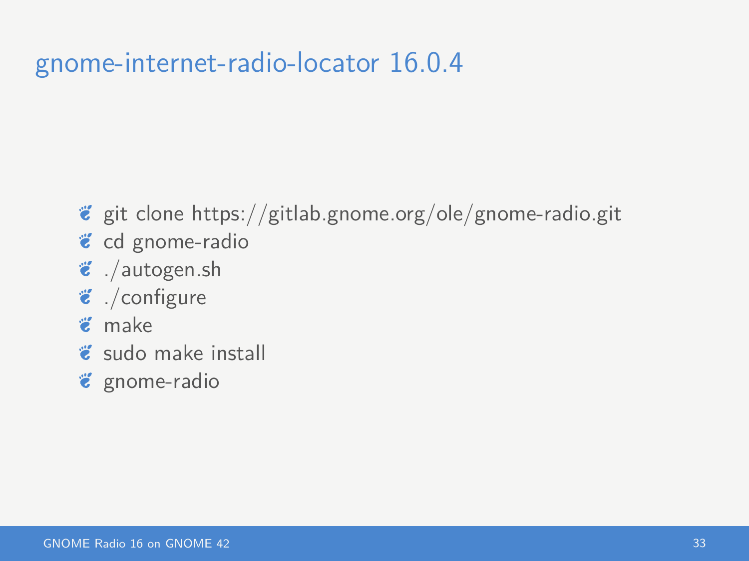# gnome-internet-radio-locator 16.0.4

- git clone https://gitlab.gnome.org/ole/gnome-radio.git
- cd gnome-radio
- ./autogen.sh
- ./configure
- make
- sudo make install
- gnome-radio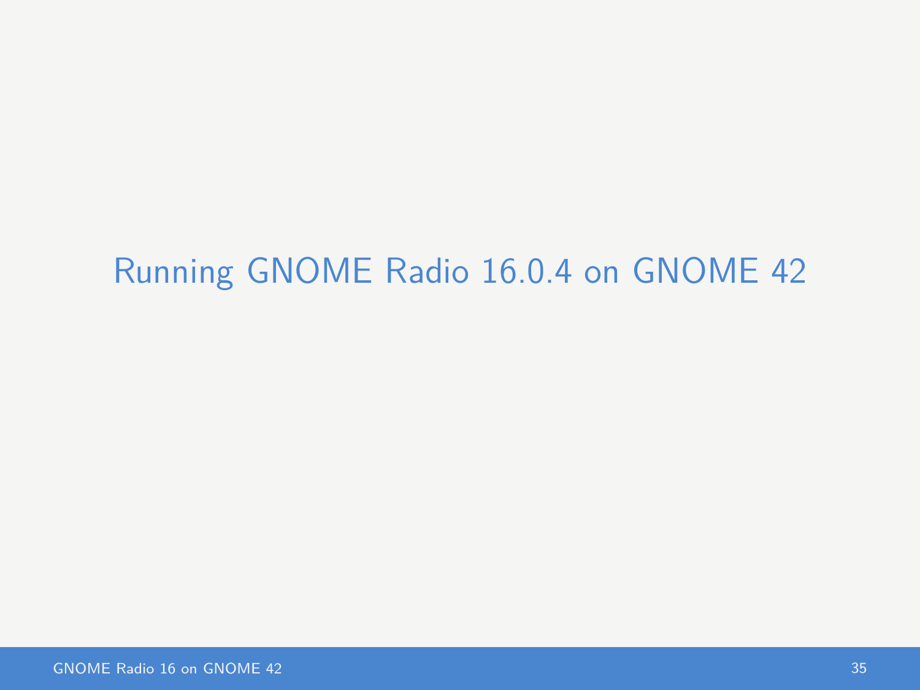# Running GNOME Radio 16.0.4 on GNOME 42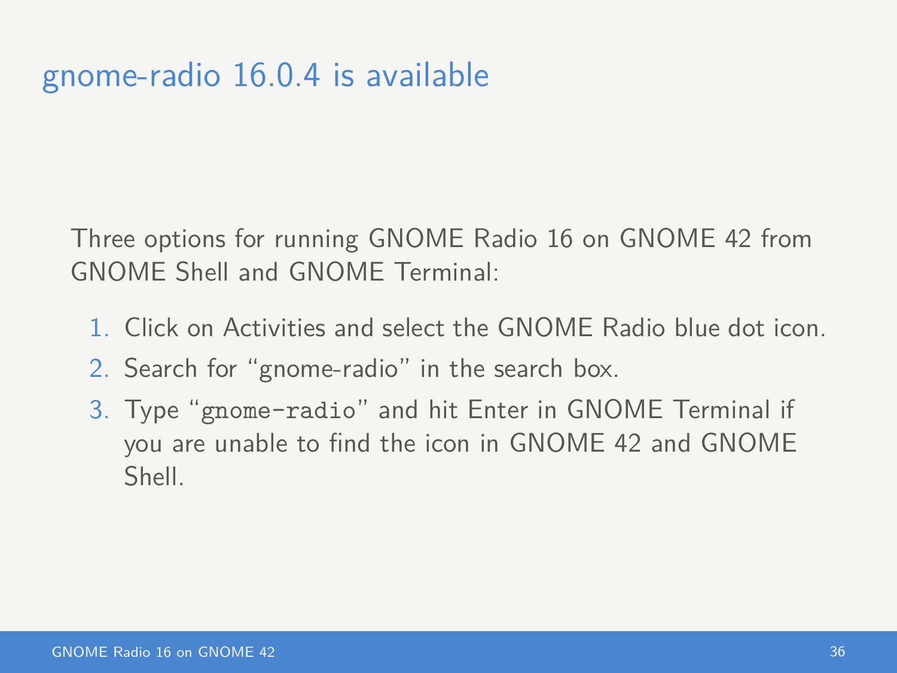## gnome-radio 16.0.4 is available

Three options for running GNOME Radio 16 on GNOME 42 from GNOME Shell and GNOME Terminal:

1. Click on Activities and select the GNOME Radio blue dot icon.
2. Search for “gnome-radio” in the search box.
3. Type “`gnome-radio`” and hit Enter in GNOME Terminal if you are unable to find the icon in GNOME 42 and GNOME Shell.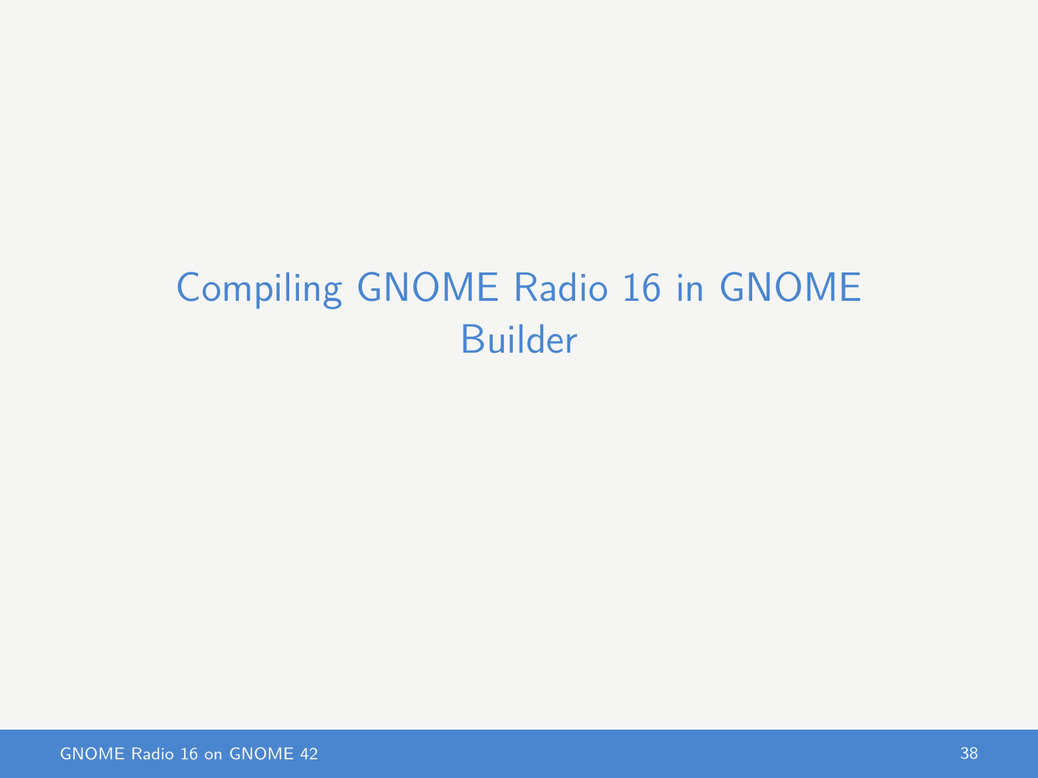# Compiling GNOME Radio 16 in GNOME Builder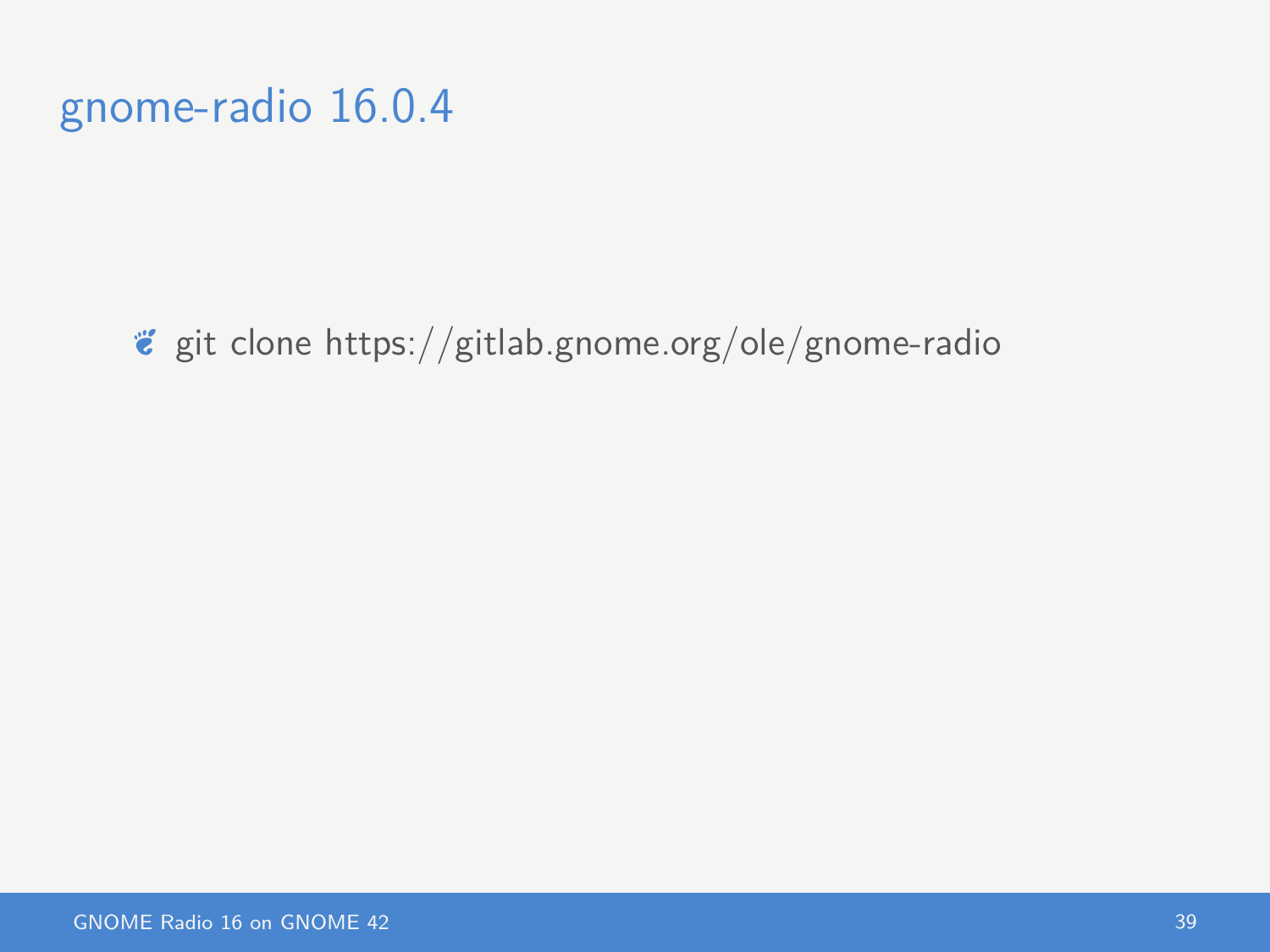# gnome-radio 16.0.4

- git clone https://gitlab.gnome.org/ole/gnome-radio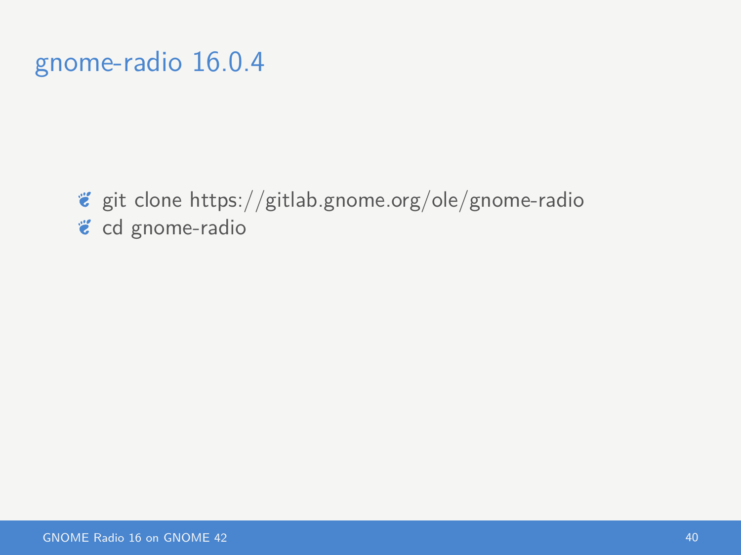# gnome-radio 16.0.4

- git clone https://gitlab.gnome.org/ole/gnome-radio
- cd gnome-radio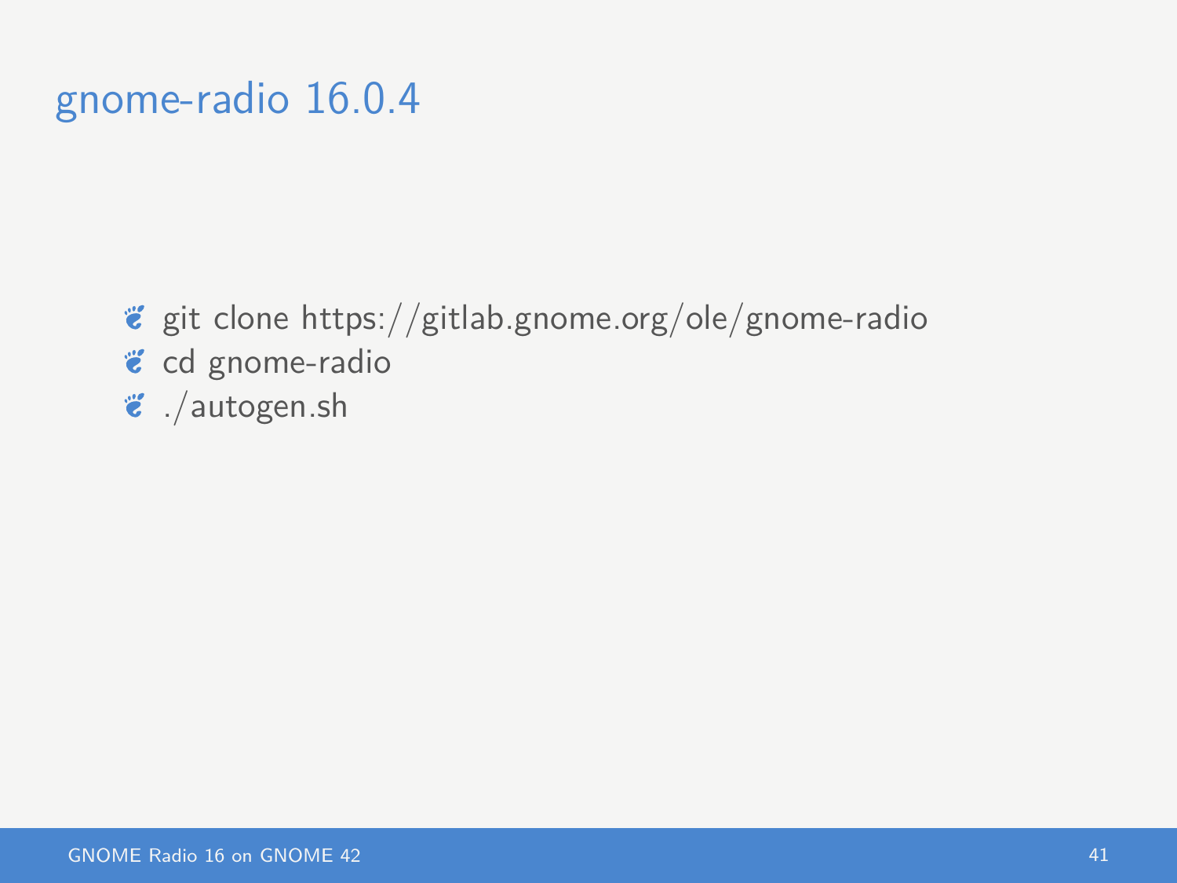# gnome-radio 16.0.4

- git clone https://gitlab.gnome.org/ole/gnome-radio
- cd gnome-radio
- ./autogen.sh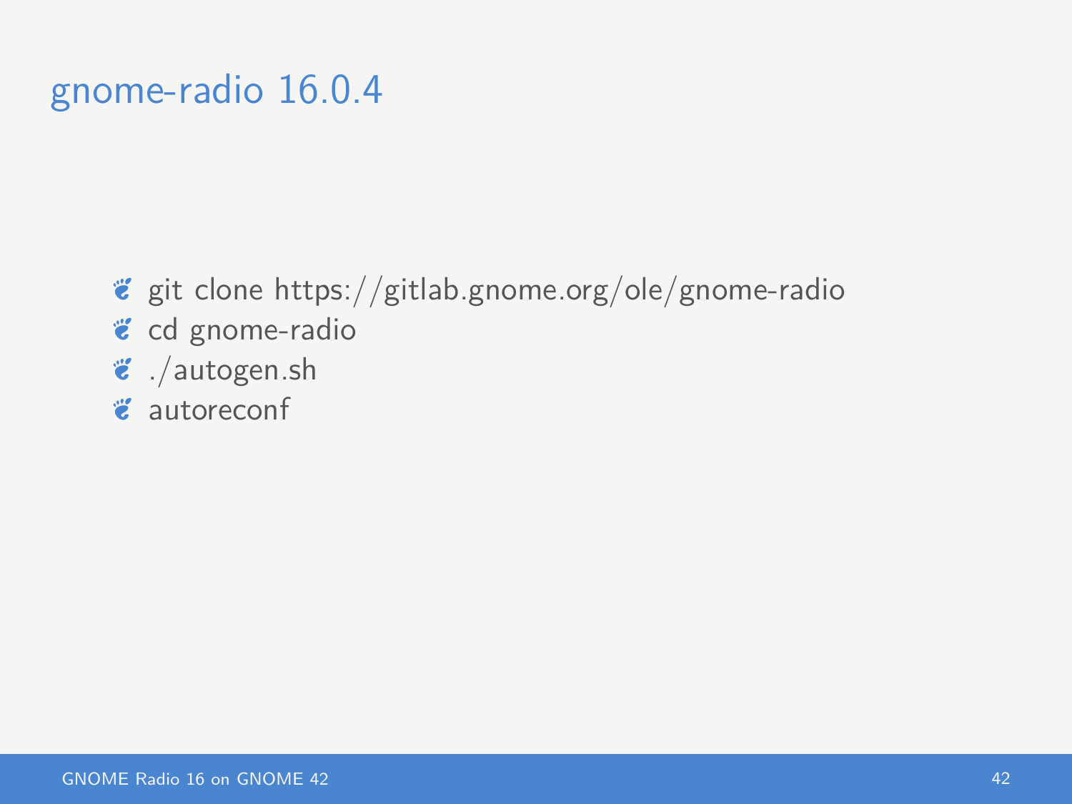# gnome-radio 16.0.4

- git clone https://gitlab.gnome.org/ole/gnome-radio
- cd gnome-radio
- ./autogen.sh
- autoreconf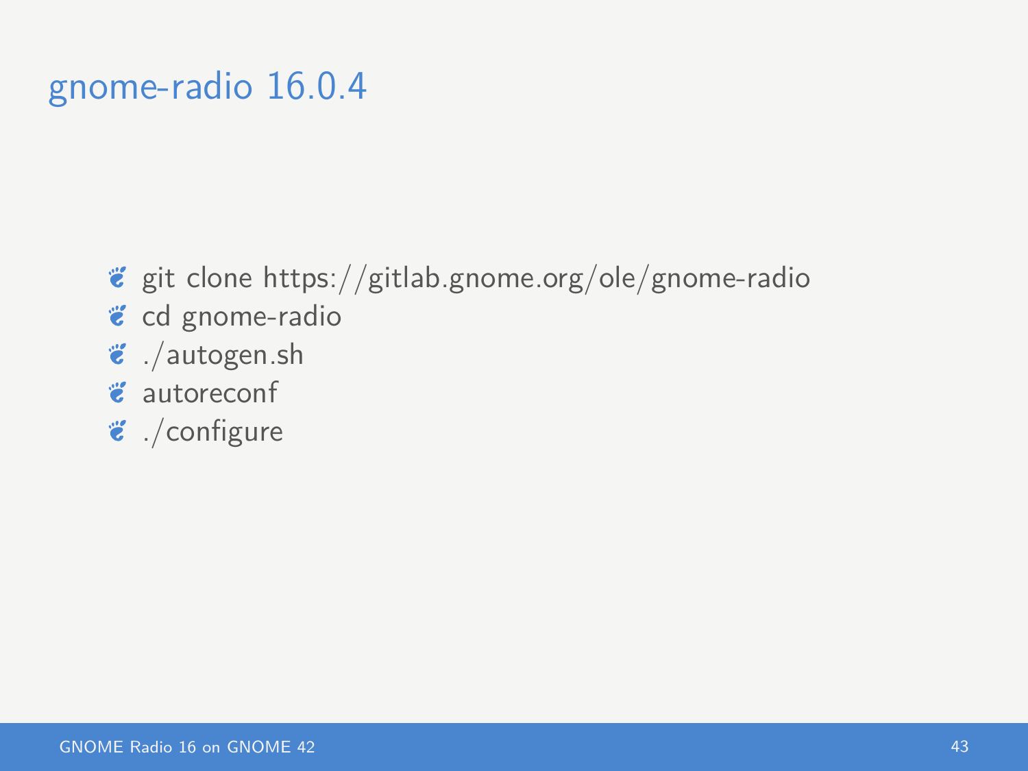# gnome-radio 16.0.4

- git clone https://gitlab.gnome.org/ole/gnome-radio
- cd gnome-radio
- ./autogen.sh
- autoreconf
- ./configure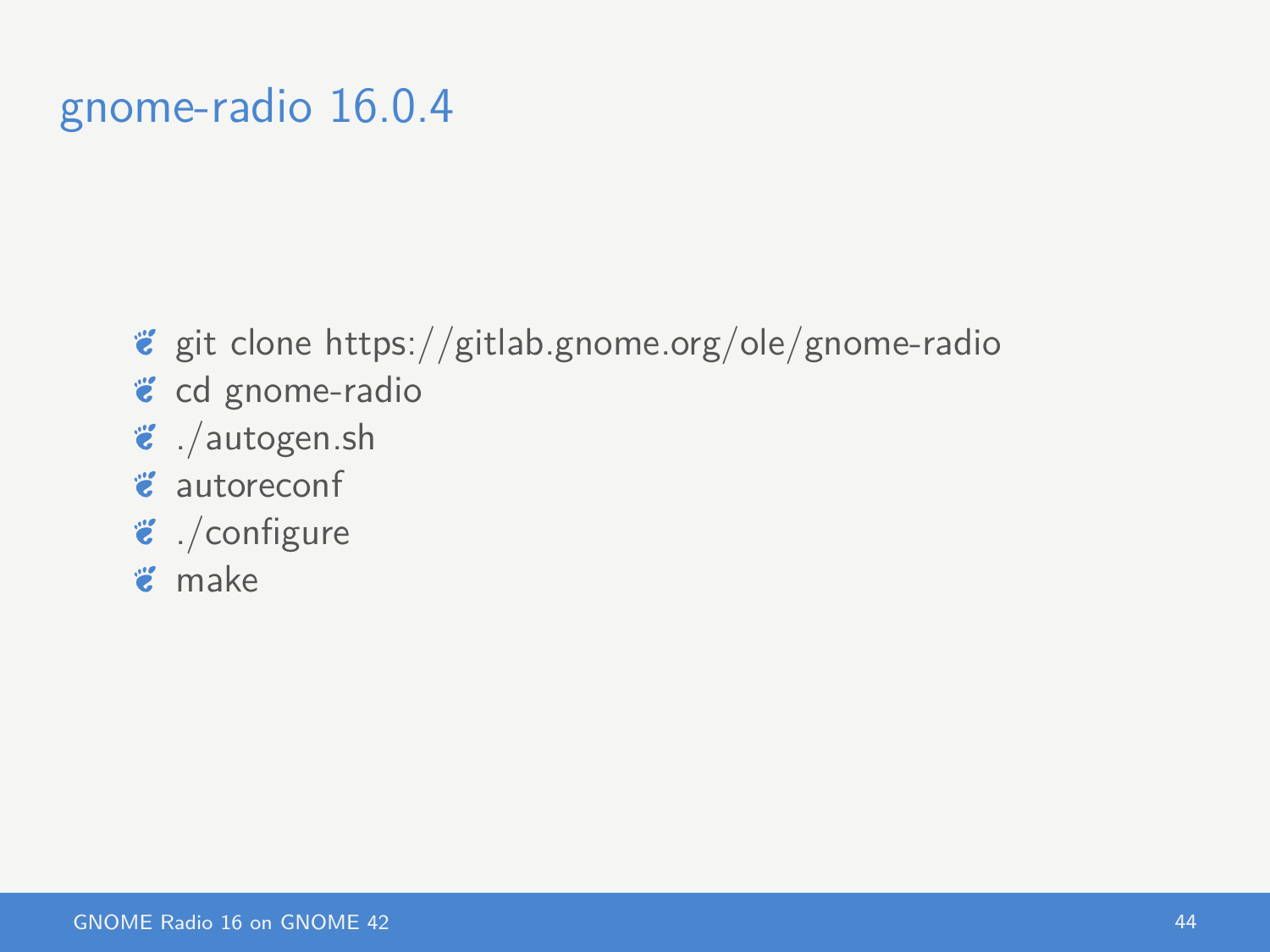# gnome-radio 16.0.4

- git clone https://gitlab.gnome.org/ole/gnome-radio
- cd gnome-radio
- ./autogen.sh
- autoreconf
- ./configure
- make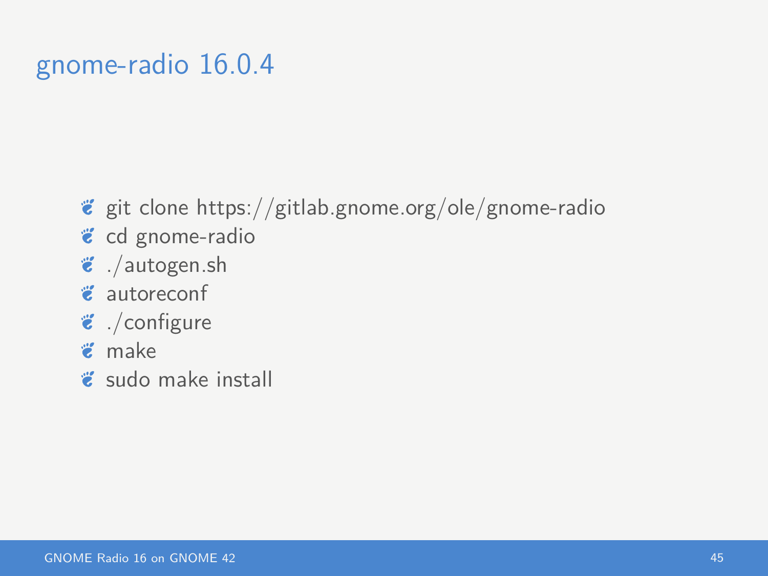# gnome-radio 16.0.4

- git clone https://gitlab.gnome.org/ole/gnome-radio
- cd gnome-radio
- ./autogen.sh
- autoreconf
- ./configure
- make
- sudo make install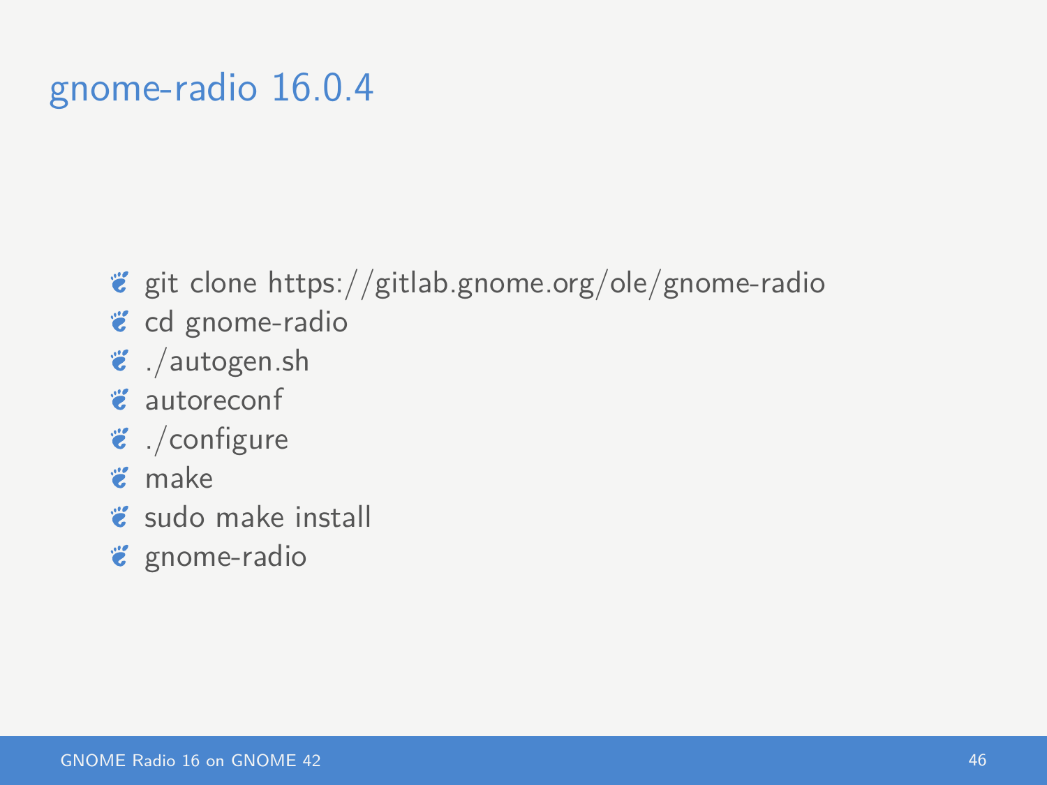# gnome-radio 16.0.4

- git clone https://gitlab.gnome.org/ole/gnome-radio
- cd gnome-radio
- ./autogen.sh
- autoreconf
- ./configure
- make
- sudo make install
- gnome-radio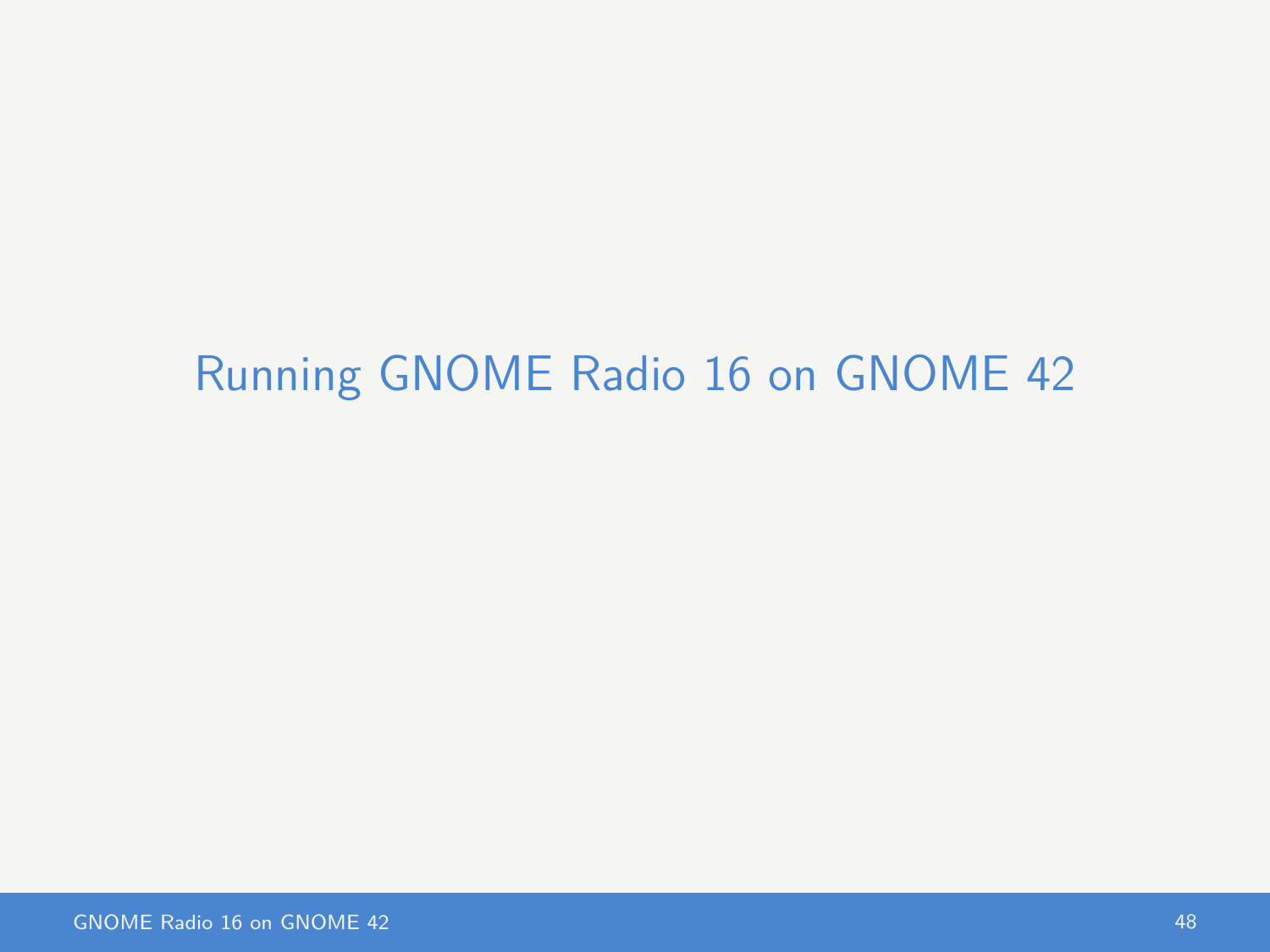# Running GNOME Radio 16 on GNOME 42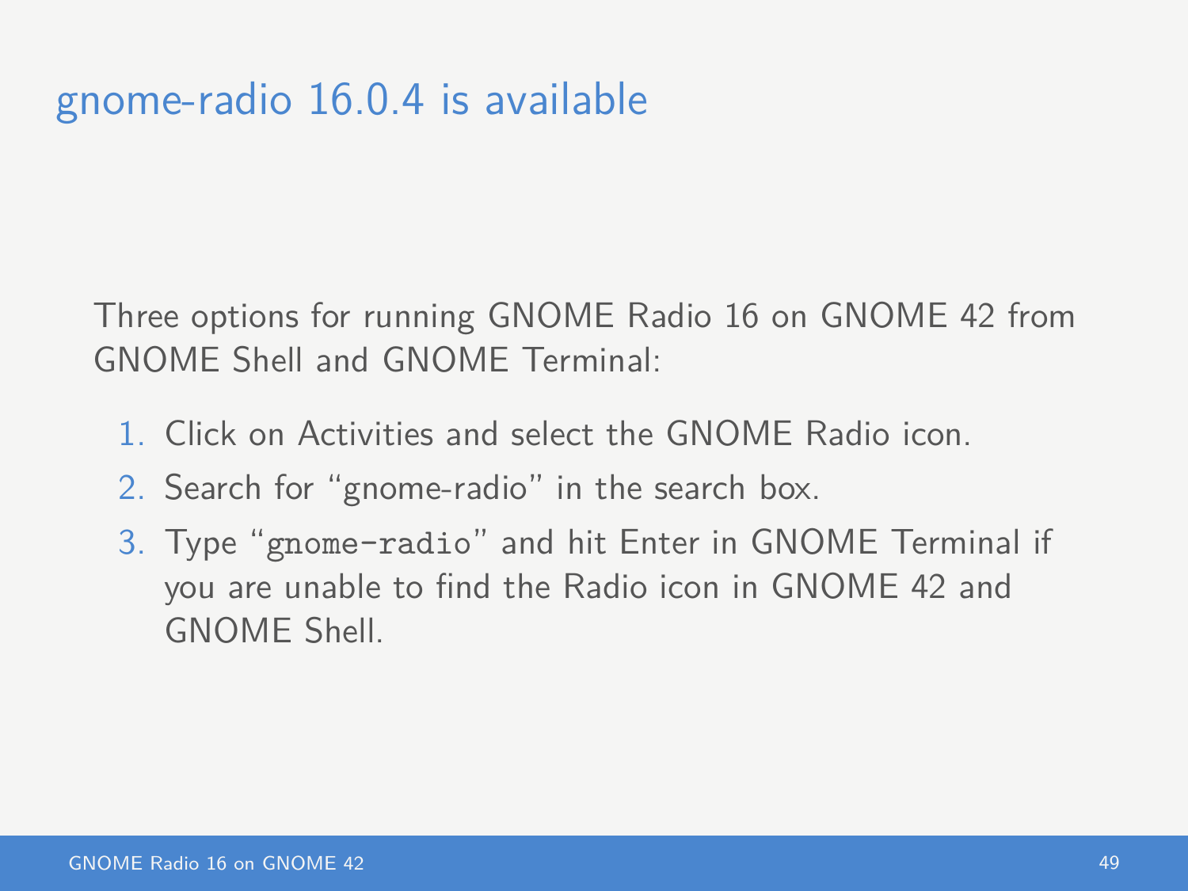# gnome-radio 16.0.4 is available

Three options for running GNOME Radio 16 on GNOME 42 from GNOME Shell and GNOME Terminal:

1. Click on Activities and select the GNOME Radio icon.
2. Search for "gnome-radio" in the search box.
3. Type "`gnome-radio`" and hit Enter in GNOME Terminal if you are unable to find the Radio icon in GNOME 42 and GNOME Shell.